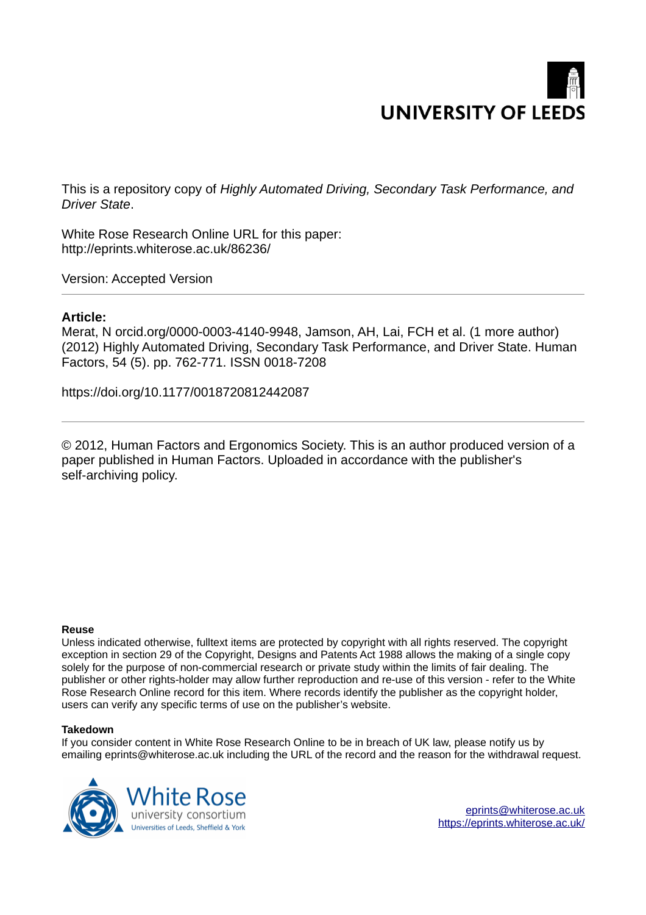UNIVERSITY OF LEEDS

This is a repository copy of *Highly Automated Driving, Secondary Task Performance, and Driver State*.

White Rose Research Online URL for this paper:
http://eprints.whiterose.ac.uk/86236/

Version: Accepted Version

---

**Article:**

Merat, N orcid.org/0000-0003-4140-9948, Jamson, AH, Lai, FCH et al. (1 more author) (2012) Highly Automated Driving, Secondary Task Performance, and Driver State. Human Factors, 54 (5). pp. 762-771. ISSN 0018-7208

https://doi.org/10.1177/0018720812442087

---

© 2012, Human Factors and Ergonomics Society. This is an author produced version of a paper published in Human Factors. Uploaded in accordance with the publisher's self-archiving policy.

**Reuse**

Unless indicated otherwise, fulltext items are protected by copyright with all rights reserved. The copyright exception in section 29 of the Copyright, Designs and Patents Act 1988 allows the making of a single copy solely for the purpose of non-commercial research or private study within the limits of fair dealing. The publisher or other rights-holder may allow further reproduction and re-use of this version - refer to the White Rose Research Online record for this item. Where records identify the publisher as the copyright holder, users can verify any specific terms of use on the publisher's website.

**Takedown**

If you consider content in White Rose Research Online to be in breach of UK law, please notify us by emailing eprints@whiterose.ac.uk including the URL of the record and the reason for the withdrawal request.

White Rose university consortium
Universities of Leeds, Sheffield & York

eprints@whiterose.ac.uk
https://eprints.whiterose.ac.uk/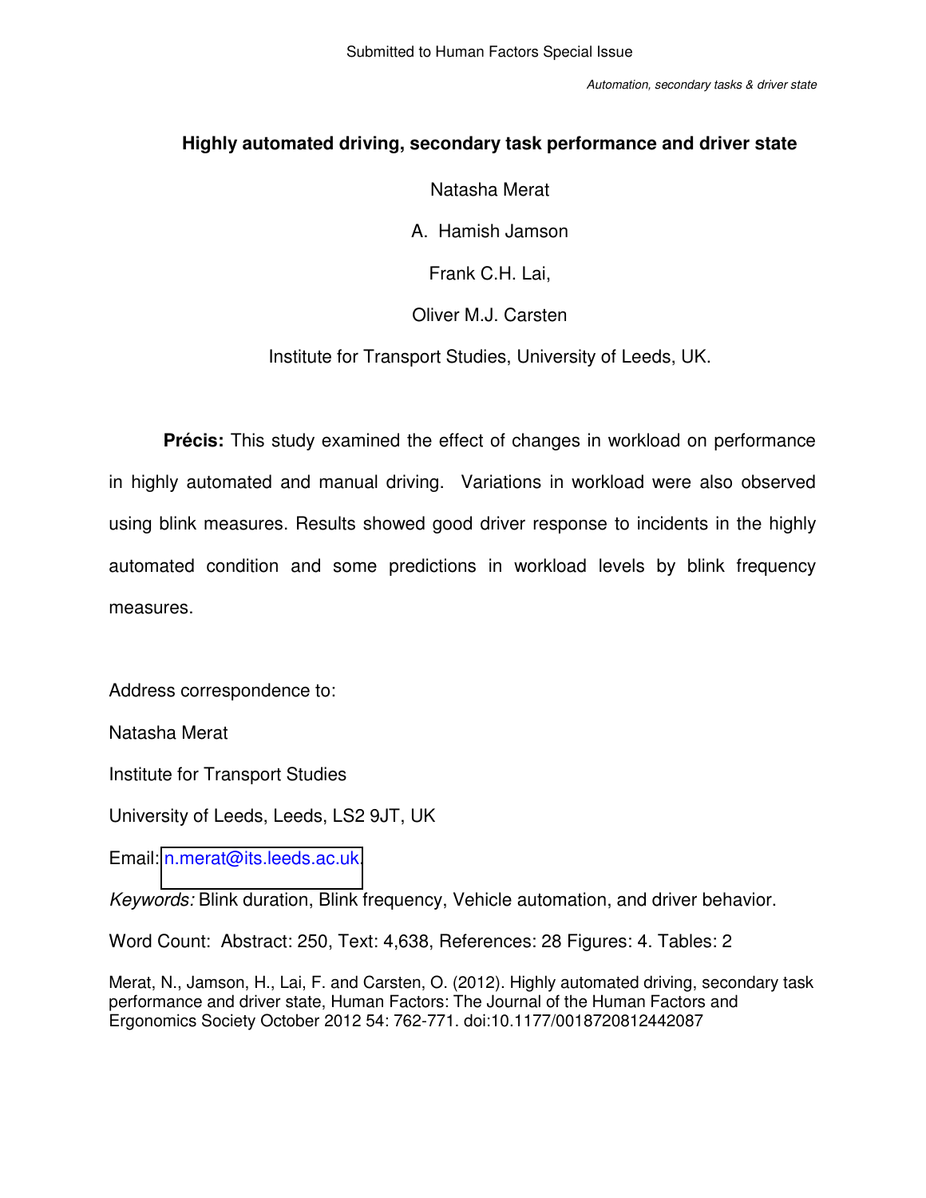Submitted to Human Factors Special Issue

# Highly automated driving, secondary task performance and driver state

Natasha Merat

A. Hamish Jamson

Frank C.H. Lai,

Oliver M.J. Carsten

Institute for Transport Studies, University of Leeds, UK.

**Précis:** This study examined the effect of changes in workload on performance in highly automated and manual driving. Variations in workload were also observed using blink measures. Results showed good driver response to incidents in the highly automated condition and some predictions in workload levels by blink frequency measures.

Address correspondence to:

Natasha Merat

Institute for Transport Studies

University of Leeds, Leeds, LS2 9JT, UK

Email: n.merat@its.leeds.ac.uk.

*Keywords:* Blink duration, Blink frequency, Vehicle automation, and driver behavior.

Word Count: Abstract: 250, Text: 4,638, References: 28 Figures: 4. Tables: 2

Merat, N., Jamson, H., Lai, F. and Carsten, O. (2012). Highly automated driving, secondary task performance and driver state, Human Factors: The Journal of the Human Factors and Ergonomics Society October 2012 54: 762-771. doi:10.1177/0018720812442087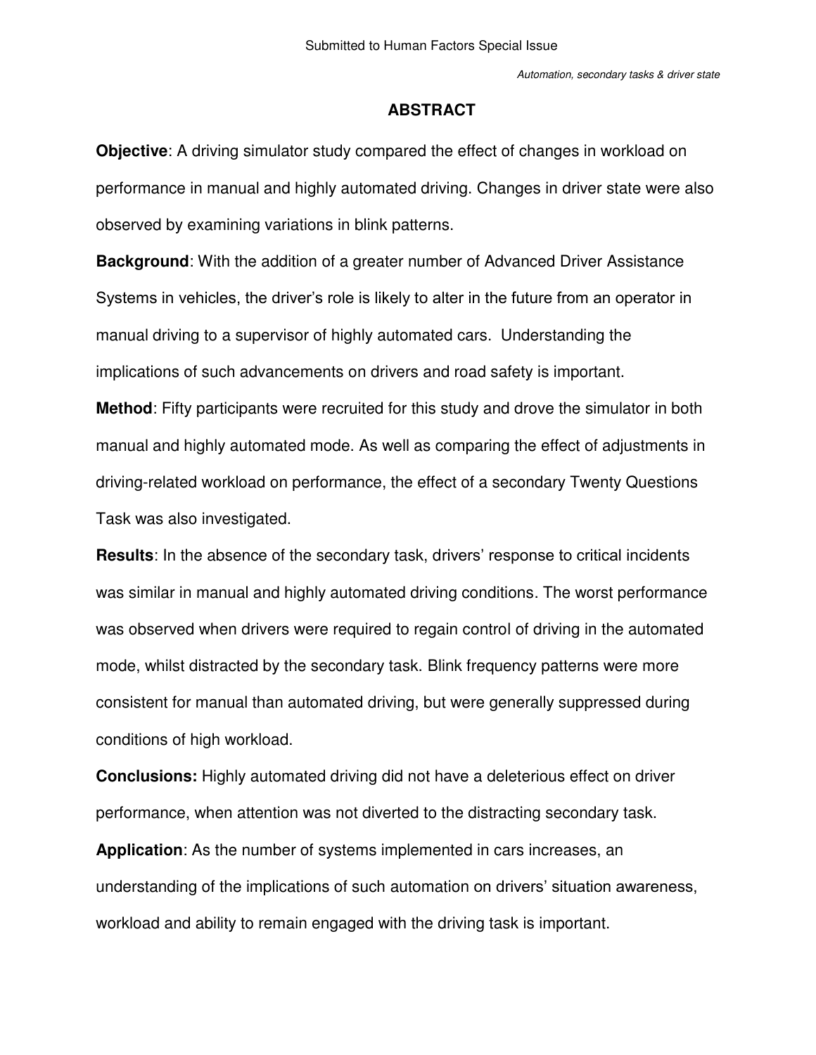## ABSTRACT

**Objective**: A driving simulator study compared the effect of changes in workload on performance in manual and highly automated driving. Changes in driver state were also observed by examining variations in blink patterns.

**Background**: With the addition of a greater number of Advanced Driver Assistance Systems in vehicles, the driver's role is likely to alter in the future from an operator in manual driving to a supervisor of highly automated cars. Understanding the implications of such advancements on drivers and road safety is important.

**Method**: Fifty participants were recruited for this study and drove the simulator in both manual and highly automated mode. As well as comparing the effect of adjustments in driving-related workload on performance, the effect of a secondary Twenty Questions Task was also investigated.

**Results**: In the absence of the secondary task, drivers' response to critical incidents was similar in manual and highly automated driving conditions. The worst performance was observed when drivers were required to regain control of driving in the automated mode, whilst distracted by the secondary task. Blink frequency patterns were more consistent for manual than automated driving, but were generally suppressed during conditions of high workload.

**Conclusions:** Highly automated driving did not have a deleterious effect on driver performance, when attention was not diverted to the distracting secondary task.

**Application**: As the number of systems implemented in cars increases, an understanding of the implications of such automation on drivers' situation awareness, workload and ability to remain engaged with the driving task is important.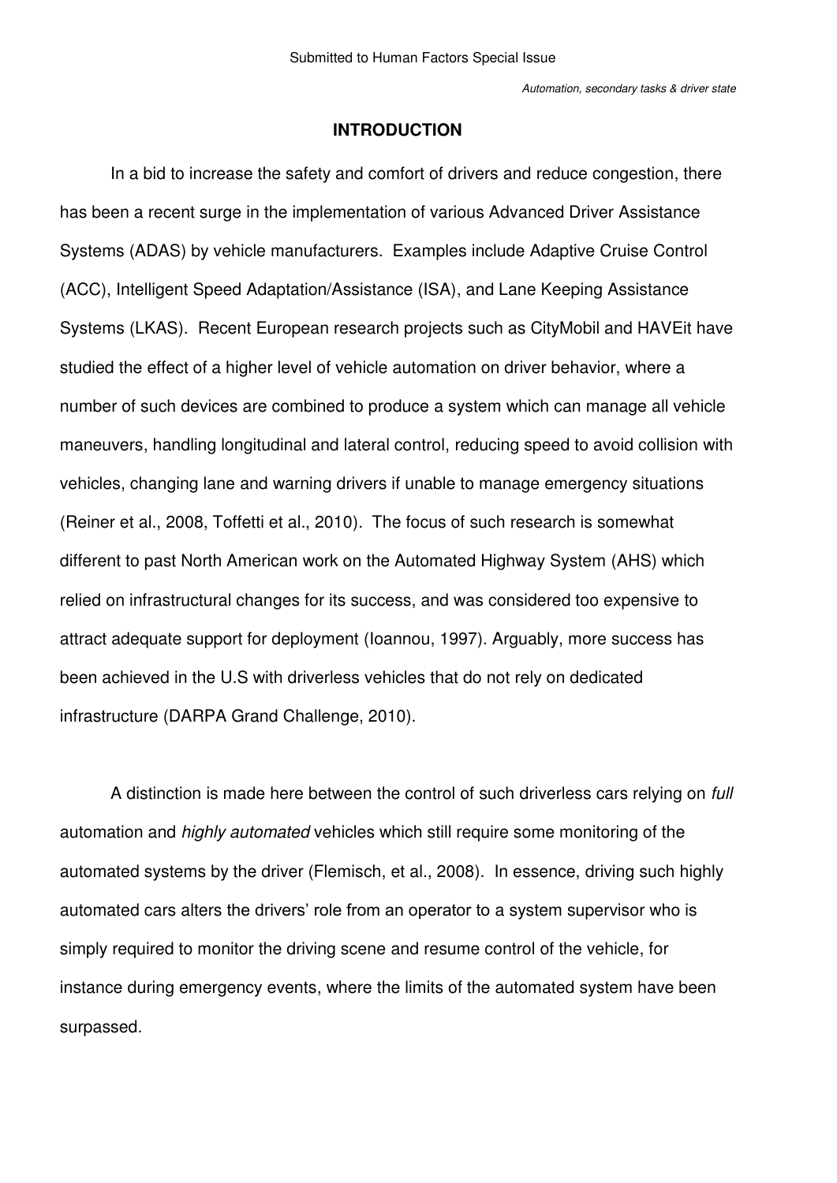## INTRODUCTION

In a bid to increase the safety and comfort of drivers and reduce congestion, there has been a recent surge in the implementation of various Advanced Driver Assistance Systems (ADAS) by vehicle manufacturers. Examples include Adaptive Cruise Control (ACC), Intelligent Speed Adaptation/Assistance (ISA), and Lane Keeping Assistance Systems (LKAS). Recent European research projects such as CityMobil and HAVEit have studied the effect of a higher level of vehicle automation on driver behavior, where a number of such devices are combined to produce a system which can manage all vehicle maneuvers, handling longitudinal and lateral control, reducing speed to avoid collision with vehicles, changing lane and warning drivers if unable to manage emergency situations (Reiner et al., 2008, Toffetti et al., 2010). The focus of such research is somewhat different to past North American work on the Automated Highway System (AHS) which relied on infrastructural changes for its success, and was considered too expensive to attract adequate support for deployment (Ioannou, 1997). Arguably, more success has been achieved in the U.S with driverless vehicles that do not rely on dedicated infrastructure (DARPA Grand Challenge, 2010).

A distinction is made here between the control of such driverless cars relying on *full* automation and *highly automated* vehicles which still require some monitoring of the automated systems by the driver (Flemisch, et al., 2008). In essence, driving such highly automated cars alters the drivers' role from an operator to a system supervisor who is simply required to monitor the driving scene and resume control of the vehicle, for instance during emergency events, where the limits of the automated system have been surpassed.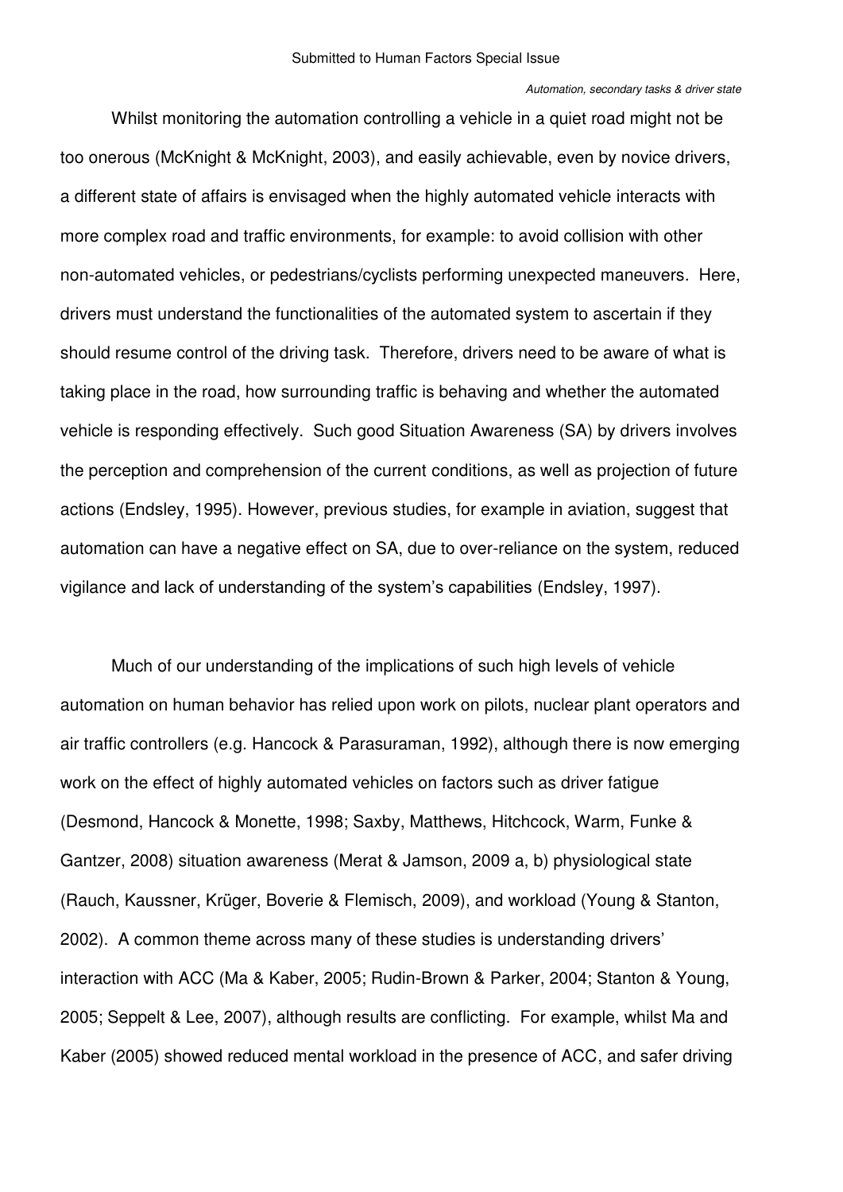Whilst monitoring the automation controlling a vehicle in a quiet road might not be too onerous (McKnight & McKnight, 2003), and easily achievable, even by novice drivers, a different state of affairs is envisaged when the highly automated vehicle interacts with more complex road and traffic environments, for example: to avoid collision with other non-automated vehicles, or pedestrians/cyclists performing unexpected maneuvers. Here, drivers must understand the functionalities of the automated system to ascertain if they should resume control of the driving task. Therefore, drivers need to be aware of what is taking place in the road, how surrounding traffic is behaving and whether the automated vehicle is responding effectively. Such good Situation Awareness (SA) by drivers involves the perception and comprehension of the current conditions, as well as projection of future actions (Endsley, 1995). However, previous studies, for example in aviation, suggest that automation can have a negative effect on SA, due to over-reliance on the system, reduced vigilance and lack of understanding of the system's capabilities (Endsley, 1997).

Much of our understanding of the implications of such high levels of vehicle automation on human behavior has relied upon work on pilots, nuclear plant operators and air traffic controllers (e.g. Hancock & Parasuraman, 1992), although there is now emerging work on the effect of highly automated vehicles on factors such as driver fatigue (Desmond, Hancock & Monette, 1998; Saxby, Matthews, Hitchcock, Warm, Funke & Gantzer, 2008) situation awareness (Merat & Jamson, 2009 a, b) physiological state (Rauch, Kaussner, Krüger, Boverie & Flemisch, 2009), and workload (Young & Stanton, 2002). A common theme across many of these studies is understanding drivers' interaction with ACC (Ma & Kaber, 2005; Rudin-Brown & Parker, 2004; Stanton & Young, 2005; Seppelt & Lee, 2007), although results are conflicting. For example, whilst Ma and Kaber (2005) showed reduced mental workload in the presence of ACC, and safer driving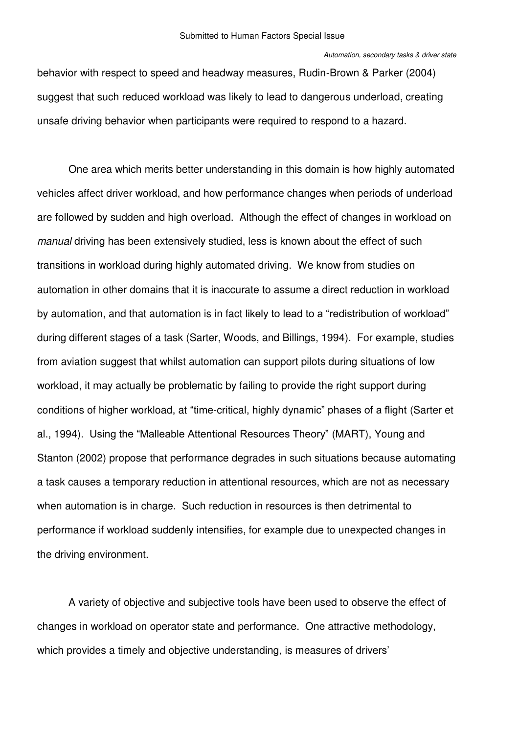behavior with respect to speed and headway measures, Rudin-Brown & Parker (2004) suggest that such reduced workload was likely to lead to dangerous underload, creating unsafe driving behavior when participants were required to respond to a hazard.

One area which merits better understanding in this domain is how highly automated vehicles affect driver workload, and how performance changes when periods of underload are followed by sudden and high overload. Although the effect of changes in workload on *manual* driving has been extensively studied, less is known about the effect of such transitions in workload during highly automated driving. We know from studies on automation in other domains that it is inaccurate to assume a direct reduction in workload by automation, and that automation is in fact likely to lead to a "redistribution of workload" during different stages of a task (Sarter, Woods, and Billings, 1994). For example, studies from aviation suggest that whilst automation can support pilots during situations of low workload, it may actually be problematic by failing to provide the right support during conditions of higher workload, at "time-critical, highly dynamic" phases of a flight (Sarter et al., 1994). Using the "Malleable Attentional Resources Theory" (MART), Young and Stanton (2002) propose that performance degrades in such situations because automating a task causes a temporary reduction in attentional resources, which are not as necessary when automation is in charge. Such reduction in resources is then detrimental to performance if workload suddenly intensifies, for example due to unexpected changes in the driving environment.

A variety of objective and subjective tools have been used to observe the effect of changes in workload on operator state and performance. One attractive methodology, which provides a timely and objective understanding, is measures of drivers'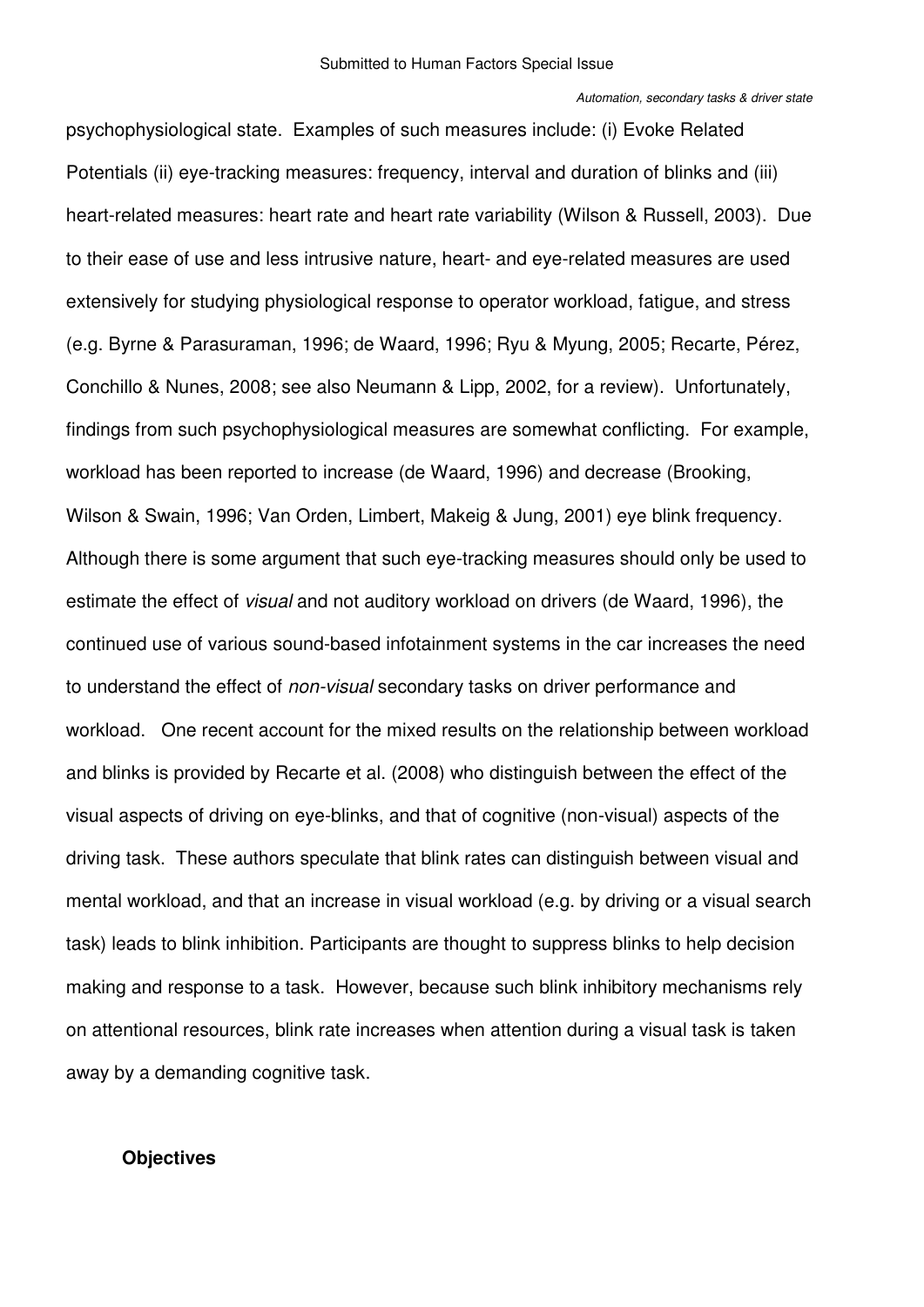psychophysiological state. Examples of such measures include: (i) Evoke Related Potentials (ii) eye-tracking measures: frequency, interval and duration of blinks and (iii) heart-related measures: heart rate and heart rate variability (Wilson & Russell, 2003). Due to their ease of use and less intrusive nature, heart- and eye-related measures are used extensively for studying physiological response to operator workload, fatigue, and stress (e.g. Byrne & Parasuraman, 1996; de Waard, 1996; Ryu & Myung, 2005; Recarte, Pérez, Conchillo & Nunes, 2008; see also Neumann & Lipp, 2002, for a review). Unfortunately, findings from such psychophysiological measures are somewhat conflicting. For example, workload has been reported to increase (de Waard, 1996) and decrease (Brooking, Wilson & Swain, 1996; Van Orden, Limbert, Makeig & Jung, 2001) eye blink frequency. Although there is some argument that such eye-tracking measures should only be used to estimate the effect of *visual* and not auditory workload on drivers (de Waard, 1996), the continued use of various sound-based infotainment systems in the car increases the need to understand the effect of *non-visual* secondary tasks on driver performance and workload. One recent account for the mixed results on the relationship between workload and blinks is provided by Recarte et al. (2008) who distinguish between the effect of the visual aspects of driving on eye-blinks, and that of cognitive (non-visual) aspects of the driving task. These authors speculate that blink rates can distinguish between visual and mental workload, and that an increase in visual workload (e.g. by driving or a visual search task) leads to blink inhibition. Participants are thought to suppress blinks to help decision making and response to a task. However, because such blink inhibitory mechanisms rely on attentional resources, blink rate increases when attention during a visual task is taken away by a demanding cognitive task.

## Objectives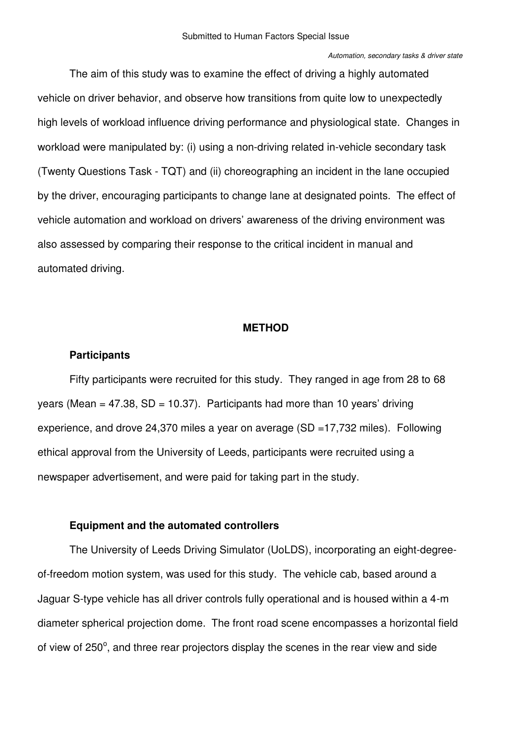The aim of this study was to examine the effect of driving a highly automated vehicle on driver behavior, and observe how transitions from quite low to unexpectedly high levels of workload influence driving performance and physiological state. Changes in workload were manipulated by: (i) using a non-driving related in-vehicle secondary task (Twenty Questions Task - TQT) and (ii) choreographing an incident in the lane occupied by the driver, encouraging participants to change lane at designated points. The effect of vehicle automation and workload on drivers' awareness of the driving environment was also assessed by comparing their response to the critical incident in manual and automated driving.

## METHOD

### Participants

Fifty participants were recruited for this study. They ranged in age from 28 to 68 years (Mean = 47.38, SD = 10.37). Participants had more than 10 years' driving experience, and drove 24,370 miles a year on average (SD =17,732 miles). Following ethical approval from the University of Leeds, participants were recruited using a newspaper advertisement, and were paid for taking part in the study.

### Equipment and the automated controllers

The University of Leeds Driving Simulator (UoLDS), incorporating an eight-degree-of-freedom motion system, was used for this study. The vehicle cab, based around a Jaguar S-type vehicle has all driver controls fully operational and is housed within a 4-m diameter spherical projection dome. The front road scene encompasses a horizontal field of view of 250$^{o}$, and three rear projectors display the scenes in the rear view and side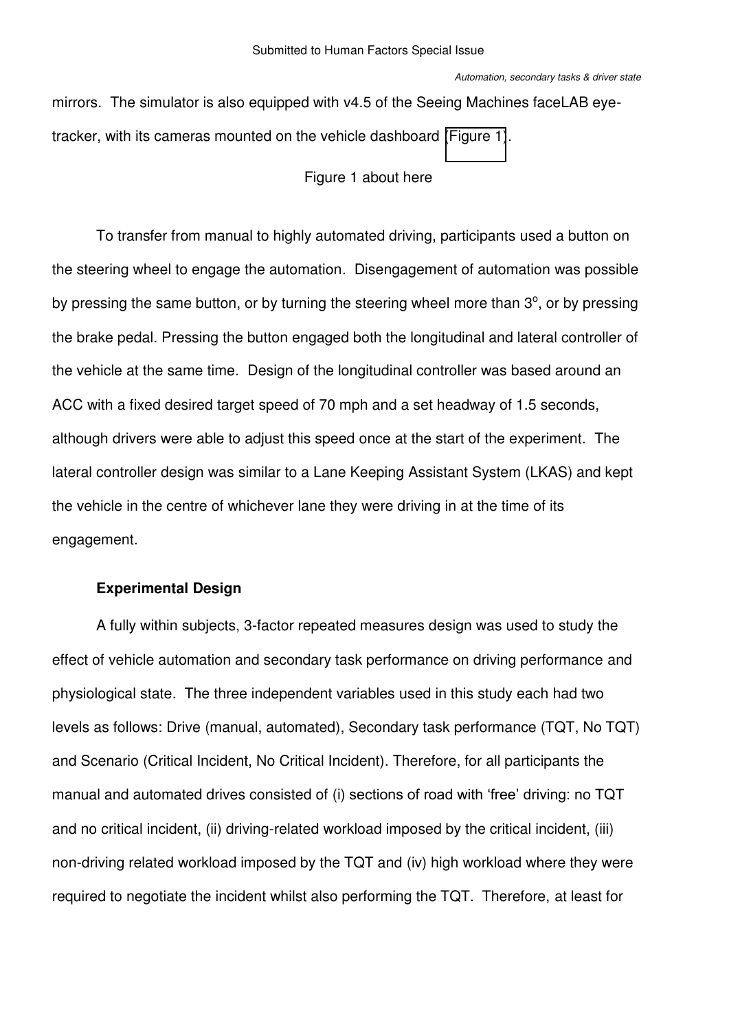mirrors. The simulator is also equipped with v4.5 of the Seeing Machines faceLAB eye-tracker, with its cameras mounted on the vehicle dashboard (Figure 1).

Figure 1 about here

To transfer from manual to highly automated driving, participants used a button on the steering wheel to engage the automation. Disengagement of automation was possible by pressing the same button, or by turning the steering wheel more than $3^o$, or by pressing the brake pedal. Pressing the button engaged both the longitudinal and lateral controller of the vehicle at the same time. Design of the longitudinal controller was based around an ACC with a fixed desired target speed of 70 mph and a set headway of 1.5 seconds, although drivers were able to adjust this speed once at the start of the experiment. The lateral controller design was similar to a Lane Keeping Assistant System (LKAS) and kept the vehicle in the centre of whichever lane they were driving in at the time of its engagement.

### Experimental Design

A fully within subjects, 3-factor repeated measures design was used to study the effect of vehicle automation and secondary task performance on driving performance and physiological state. The three independent variables used in this study each had two levels as follows: Drive (manual, automated), Secondary task performance (TQT, No TQT) and Scenario (Critical Incident, No Critical Incident). Therefore, for all participants the manual and automated drives consisted of (i) sections of road with 'free' driving: no TQT and no critical incident, (ii) driving-related workload imposed by the critical incident, (iii) non-driving related workload imposed by the TQT and (iv) high workload where they were required to negotiate the incident whilst also performing the TQT. Therefore, at least for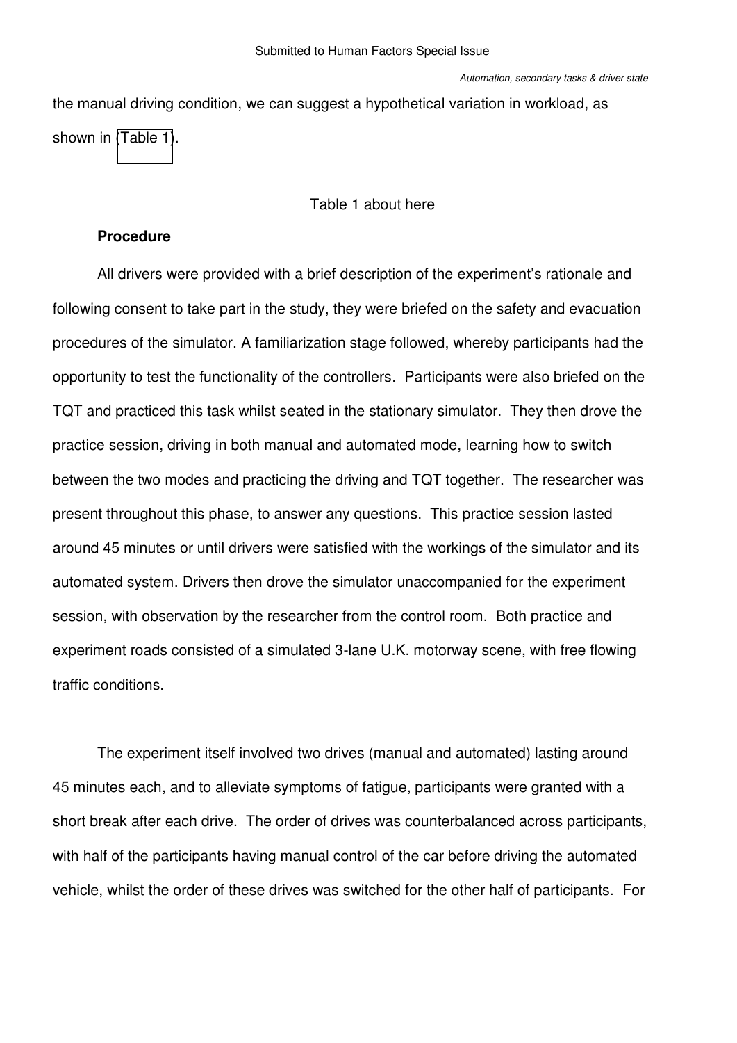the manual driving condition, we can suggest a hypothetical variation in workload, as shown in (Table 1).

Table 1 about here

**Procedure**

All drivers were provided with a brief description of the experiment's rationale and following consent to take part in the study, they were briefed on the safety and evacuation procedures of the simulator. A familiarization stage followed, whereby participants had the opportunity to test the functionality of the controllers. Participants were also briefed on the TQT and practiced this task whilst seated in the stationary simulator. They then drove the practice session, driving in both manual and automated mode, learning how to switch between the two modes and practicing the driving and TQT together. The researcher was present throughout this phase, to answer any questions. This practice session lasted around 45 minutes or until drivers were satisfied with the workings of the simulator and its automated system. Drivers then drove the simulator unaccompanied for the experiment session, with observation by the researcher from the control room. Both practice and experiment roads consisted of a simulated 3-lane U.K. motorway scene, with free flowing traffic conditions.

The experiment itself involved two drives (manual and automated) lasting around 45 minutes each, and to alleviate symptoms of fatigue, participants were granted with a short break after each drive. The order of drives was counterbalanced across participants, with half of the participants having manual control of the car before driving the automated vehicle, whilst the order of these drives was switched for the other half of participants. For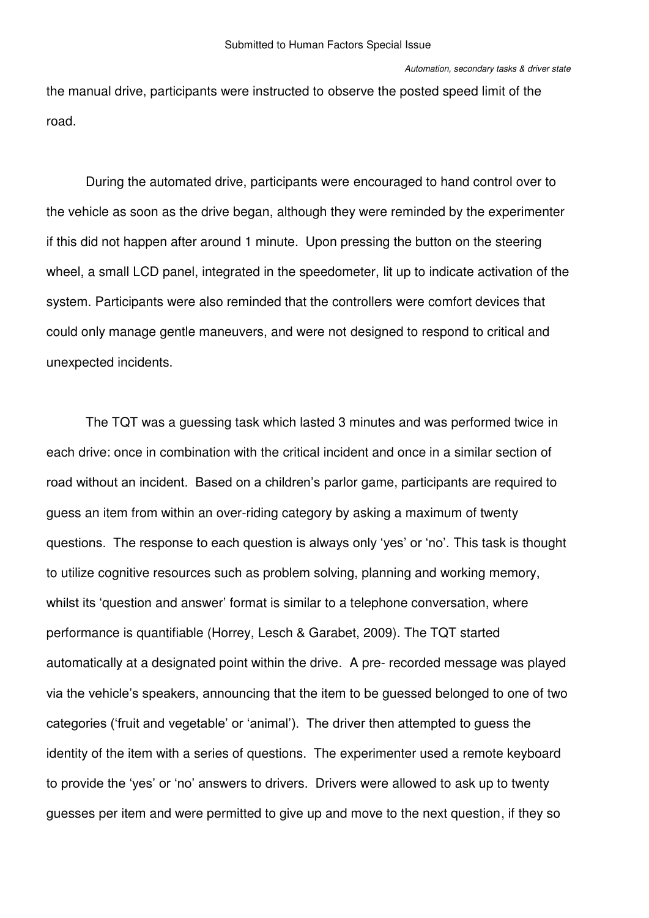the manual drive, participants were instructed to observe the posted speed limit of the road.

During the automated drive, participants were encouraged to hand control over to the vehicle as soon as the drive began, although they were reminded by the experimenter if this did not happen after around 1 minute. Upon pressing the button on the steering wheel, a small LCD panel, integrated in the speedometer, lit up to indicate activation of the system. Participants were also reminded that the controllers were comfort devices that could only manage gentle maneuvers, and were not designed to respond to critical and unexpected incidents.

The TQT was a guessing task which lasted 3 minutes and was performed twice in each drive: once in combination with the critical incident and once in a similar section of road without an incident. Based on a children's parlor game, participants are required to guess an item from within an over-riding category by asking a maximum of twenty questions. The response to each question is always only 'yes' or 'no'. This task is thought to utilize cognitive resources such as problem solving, planning and working memory, whilst its 'question and answer' format is similar to a telephone conversation, where performance is quantifiable (Horrey, Lesch & Garabet, 2009). The TQT started automatically at a designated point within the drive. A pre- recorded message was played via the vehicle's speakers, announcing that the item to be guessed belonged to one of two categories ('fruit and vegetable' or 'animal'). The driver then attempted to guess the identity of the item with a series of questions. The experimenter used a remote keyboard to provide the 'yes' or 'no' answers to drivers. Drivers were allowed to ask up to twenty guesses per item and were permitted to give up and move to the next question, if they so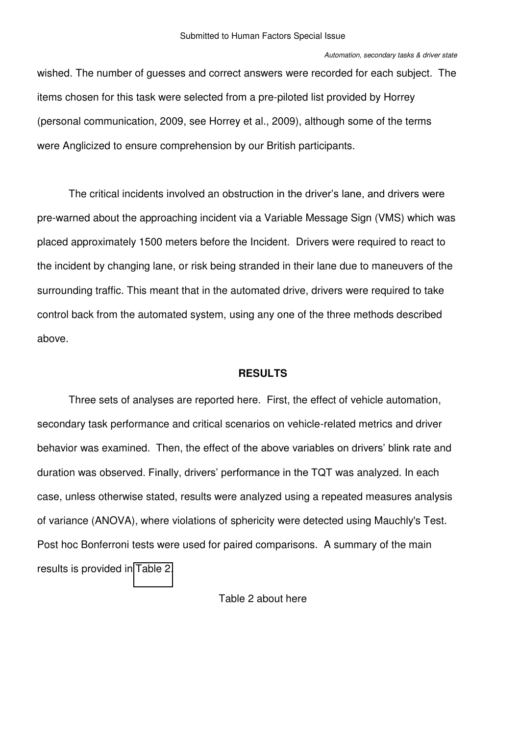wished. The number of guesses and correct answers were recorded for each subject. The items chosen for this task were selected from a pre-piloted list provided by Horrey (personal communication, 2009, see Horrey et al., 2009), although some of the terms were Anglicized to ensure comprehension by our British participants.

The critical incidents involved an obstruction in the driver's lane, and drivers were pre-warned about the approaching incident via a Variable Message Sign (VMS) which was placed approximately 1500 meters before the Incident. Drivers were required to react to the incident by changing lane, or risk being stranded in their lane due to maneuvers of the surrounding traffic. This meant that in the automated drive, drivers were required to take control back from the automated system, using any one of the three methods described above.

## RESULTS

Three sets of analyses are reported here. First, the effect of vehicle automation, secondary task performance and critical scenarios on vehicle-related metrics and driver behavior was examined. Then, the effect of the above variables on drivers' blink rate and duration was observed. Finally, drivers' performance in the TQT was analyzed. In each case, unless otherwise stated, results were analyzed using a repeated measures analysis of variance (ANOVA), where violations of sphericity were detected using Mauchly's Test. Post hoc Bonferroni tests were used for paired comparisons. A summary of the main results is provided in Table 2.

Table 2 about here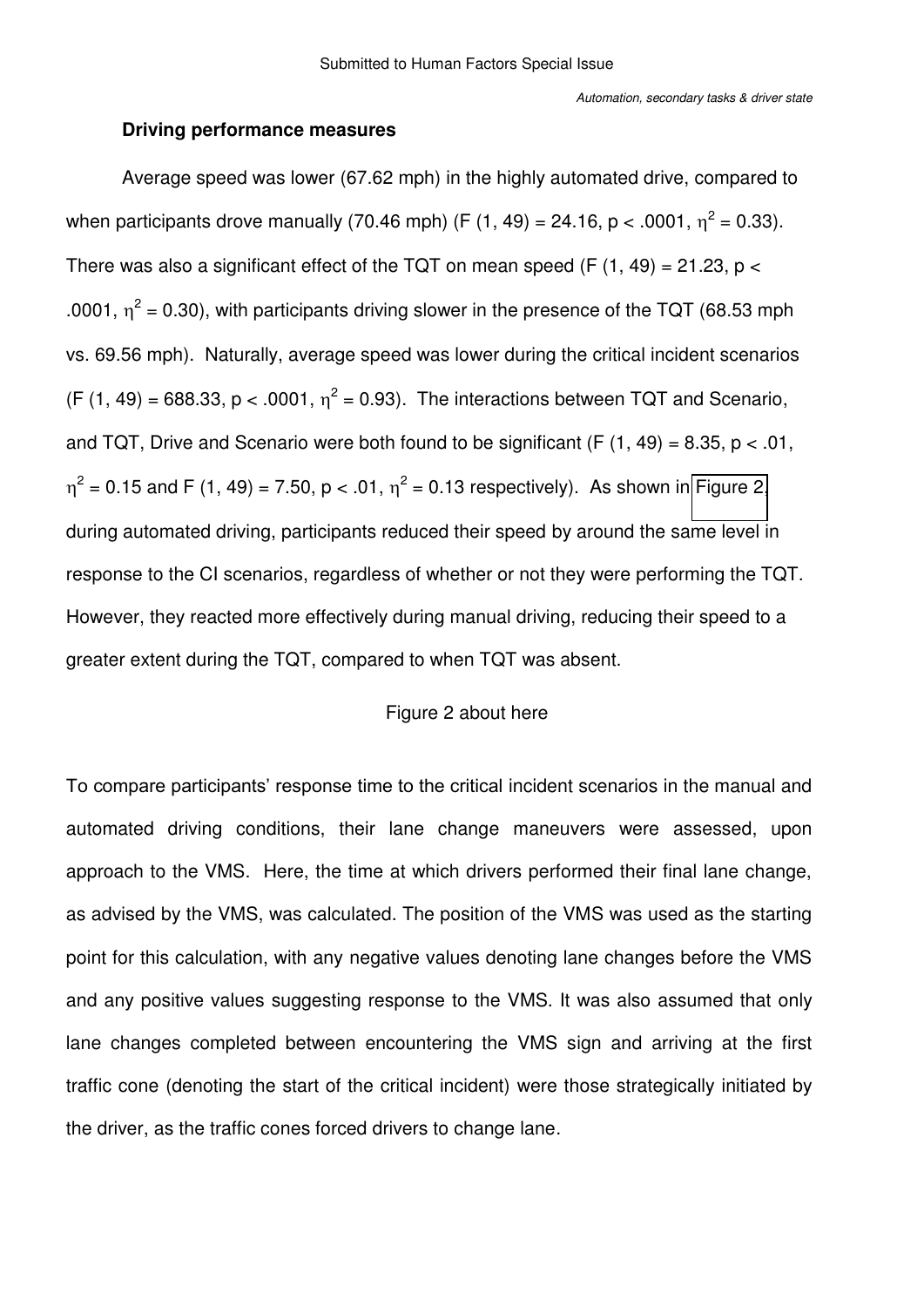### Driving performance measures

Average speed was lower (67.62 mph) in the highly automated drive, compared to when participants drove manually (70.46 mph) ($F(1, 49) = 24.16$, $p < .0001$, $\eta^2 = 0.33$). There was also a significant effect of the TQT on mean speed ($F(1, 49) = 21.23$, $p < .0001$, $\eta^2 = 0.30$), with participants driving slower in the presence of the TQT (68.53 mph vs. 69.56 mph). Naturally, average speed was lower during the critical incident scenarios ($F(1, 49) = 688.33$, $p < .0001$, $\eta^2 = 0.93$). The interactions between TQT and Scenario, and TQT, Drive and Scenario were both found to be significant ($F(1, 49) = 8.35$, $p < .01$, $\eta^2 = 0.15$ and $F(1, 49) = 7.50$, $p < .01$, $\eta^2 = 0.13$ respectively). As shown in Figure 2, during automated driving, participants reduced their speed by around the same level in response to the CI scenarios, regardless of whether or not they were performing the TQT. However, they reacted more effectively during manual driving, reducing their speed to a greater extent during the TQT, compared to when TQT was absent.

Figure 2 about here

To compare participants' response time to the critical incident scenarios in the manual and automated driving conditions, their lane change maneuvers were assessed, upon approach to the VMS. Here, the time at which drivers performed their final lane change, as advised by the VMS, was calculated. The position of the VMS was used as the starting point for this calculation, with any negative values denoting lane changes before the VMS and any positive values suggesting response to the VMS. It was also assumed that only lane changes completed between encountering the VMS sign and arriving at the first traffic cone (denoting the start of the critical incident) were those strategically initiated by the driver, as the traffic cones forced drivers to change lane.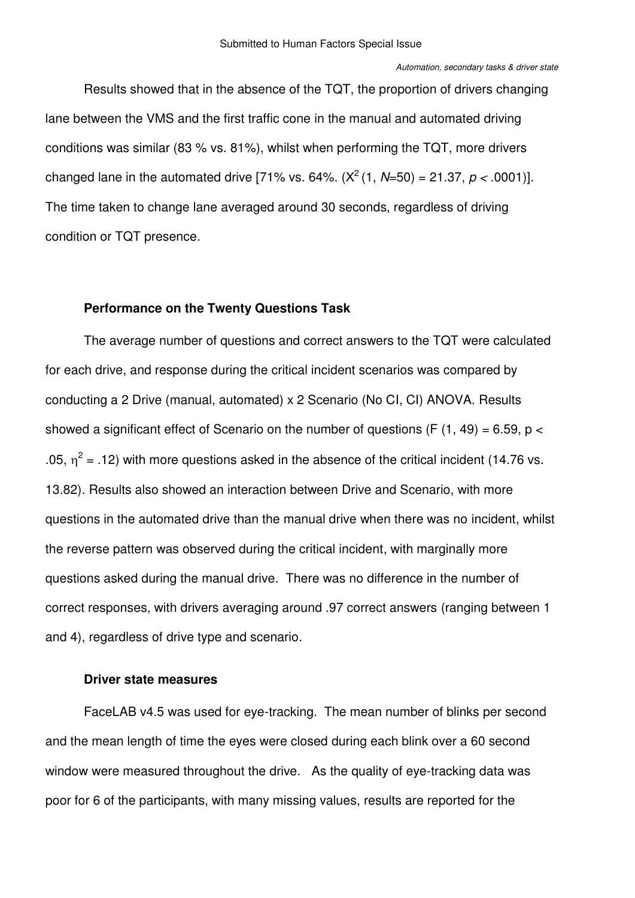Results showed that in the absence of the TQT, the proportion of drivers changing lane between the VMS and the first traffic cone in the manual and automated driving conditions was similar (83 % vs. 81%), whilst when performing the TQT, more drivers changed lane in the automated drive [71% vs. 64%. ($X^2$ (1, $N$=50) = 21.37, $p < .0001$)]. The time taken to change lane averaged around 30 seconds, regardless of driving condition or TQT presence.

### Performance on the Twenty Questions Task

The average number of questions and correct answers to the TQT were calculated for each drive, and response during the critical incident scenarios was compared by conducting a 2 Drive (manual, automated) x 2 Scenario (No CI, CI) ANOVA. Results showed a significant effect of Scenario on the number of questions ($F$ (1, 49) = 6.59, $p < .05$, $\eta^2 = .12$) with more questions asked in the absence of the critical incident (14.76 vs. 13.82). Results also showed an interaction between Drive and Scenario, with more questions in the automated drive than the manual drive when there was no incident, whilst the reverse pattern was observed during the critical incident, with marginally more questions asked during the manual drive. There was no difference in the number of correct responses, with drivers averaging around .97 correct answers (ranging between 1 and 4), regardless of drive type and scenario.

### Driver state measures

FaceLAB v4.5 was used for eye-tracking. The mean number of blinks per second and the mean length of time the eyes were closed during each blink over a 60 second window were measured throughout the drive. As the quality of eye-tracking data was poor for 6 of the participants, with many missing values, results are reported for the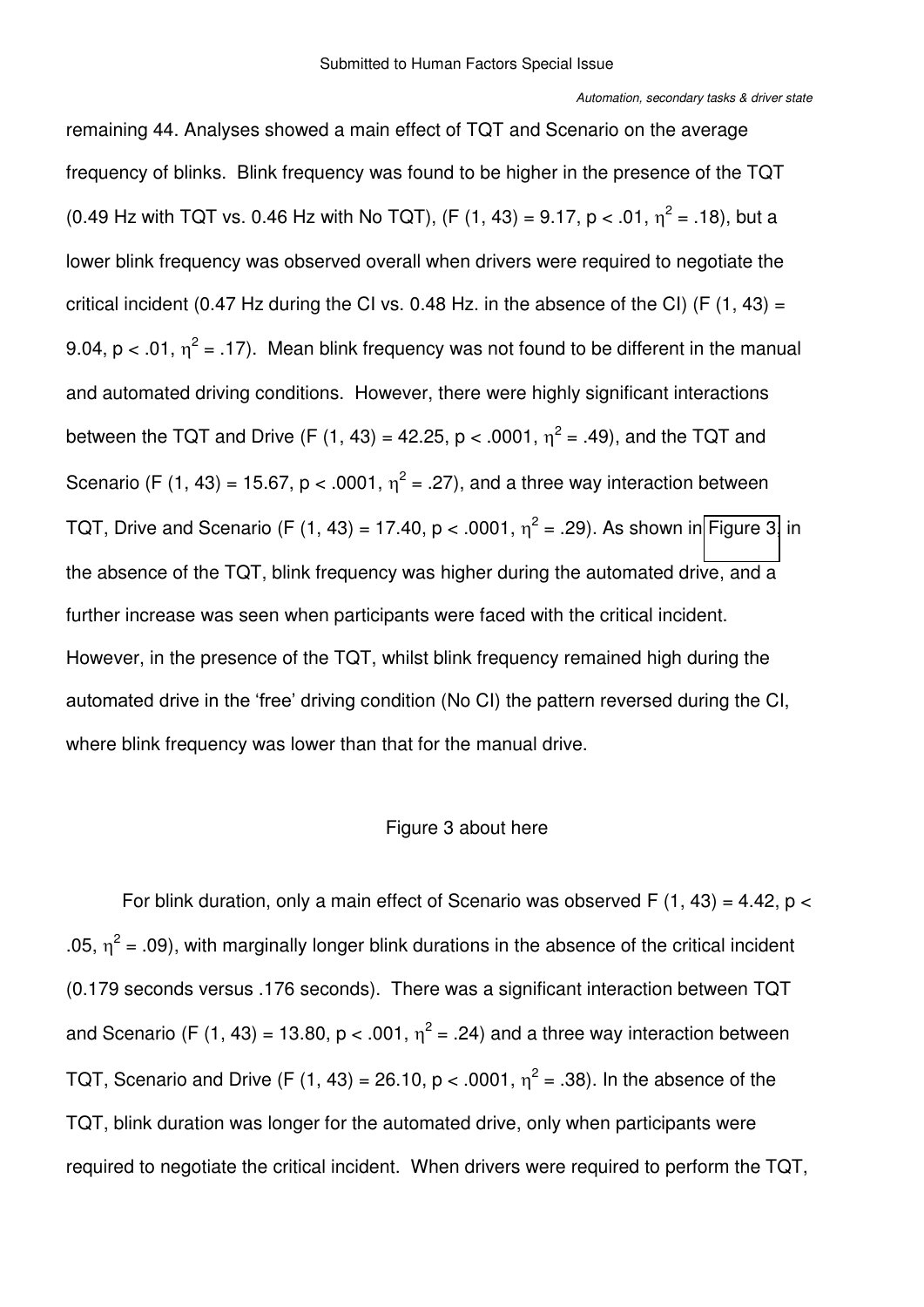remaining 44. Analyses showed a main effect of TQT and Scenario on the average frequency of blinks. Blink frequency was found to be higher in the presence of the TQT (0.49 Hz with TQT vs. 0.46 Hz with No TQT), ($F$ (1, 43) = 9.17, $p < .01$, $\eta^2 = .18$), but a lower blink frequency was observed overall when drivers were required to negotiate the critical incident (0.47 Hz during the CI vs. 0.48 Hz. in the absence of the CI) ($F$ (1, 43) = 9.04, $p < .01$, $\eta^2 = .17$). Mean blink frequency was not found to be different in the manual and automated driving conditions. However, there were highly significant interactions between the TQT and Drive ($F$ (1, 43) = 42.25, $p < .0001$, $\eta^2 = .49$), and the TQT and Scenario ($F$ (1, 43) = 15.67, $p < .0001$, $\eta^2 = .27$), and a three way interaction between TQT, Drive and Scenario ($F$ (1, 43) = 17.40, $p < .0001$, $\eta^2 = .29$). As shown in Figure 3, in the absence of the TQT, blink frequency was higher during the automated drive, and a further increase was seen when participants were faced with the critical incident. However, in the presence of the TQT, whilst blink frequency remained high during the automated drive in the 'free' driving condition (No CI) the pattern reversed during the CI, where blink frequency was lower than that for the manual drive.

Figure 3 about here

For blink duration, only a main effect of Scenario was observed $F$ (1, 43) = 4.42, $p < .05$, $\eta^2 = .09$), with marginally longer blink durations in the absence of the critical incident (0.179 seconds versus .176 seconds). There was a significant interaction between TQT and Scenario ($F$ (1, 43) = 13.80, $p < .001$, $\eta^2 = .24$) and a three way interaction between TQT, Scenario and Drive ($F$ (1, 43) = 26.10, $p < .0001$, $\eta^2 = .38$). In the absence of the TQT, blink duration was longer for the automated drive, only when participants were required to negotiate the critical incident. When drivers were required to perform the TQT,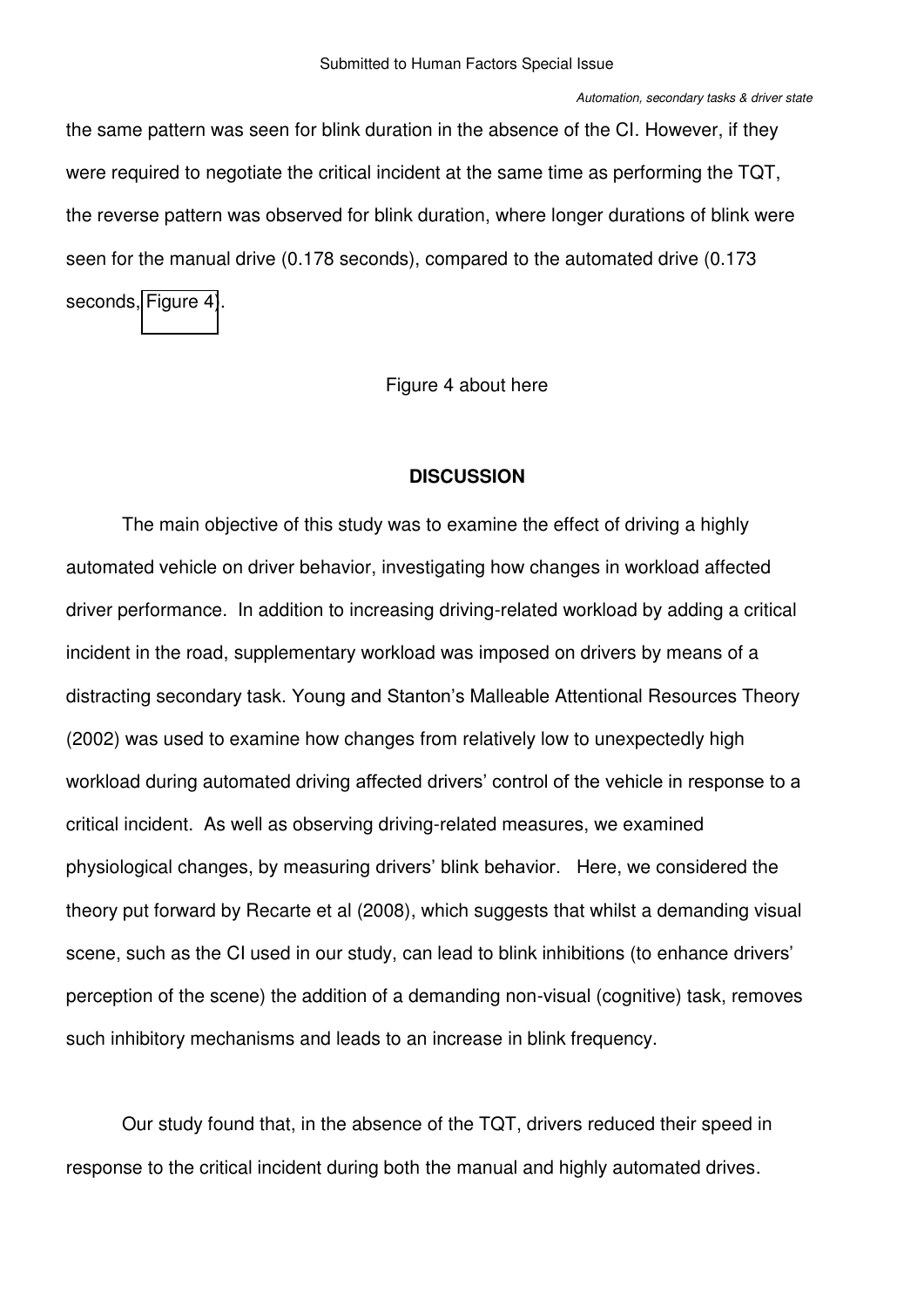the same pattern was seen for blink duration in the absence of the CI. However, if they were required to negotiate the critical incident at the same time as performing the TQT, the reverse pattern was observed for blink duration, where longer durations of blink were seen for the manual drive (0.178 seconds), compared to the automated drive (0.173 seconds, Figure 4).

Figure 4 about here

## DISCUSSION

The main objective of this study was to examine the effect of driving a highly automated vehicle on driver behavior, investigating how changes in workload affected driver performance. In addition to increasing driving-related workload by adding a critical incident in the road, supplementary workload was imposed on drivers by means of a distracting secondary task. Young and Stanton's Malleable Attentional Resources Theory (2002) was used to examine how changes from relatively low to unexpectedly high workload during automated driving affected drivers' control of the vehicle in response to a critical incident. As well as observing driving-related measures, we examined physiological changes, by measuring drivers' blink behavior. Here, we considered the theory put forward by Recarte et al (2008), which suggests that whilst a demanding visual scene, such as the CI used in our study, can lead to blink inhibitions (to enhance drivers' perception of the scene) the addition of a demanding non-visual (cognitive) task, removes such inhibitory mechanisms and leads to an increase in blink frequency.

Our study found that, in the absence of the TQT, drivers reduced their speed in response to the critical incident during both the manual and highly automated drives.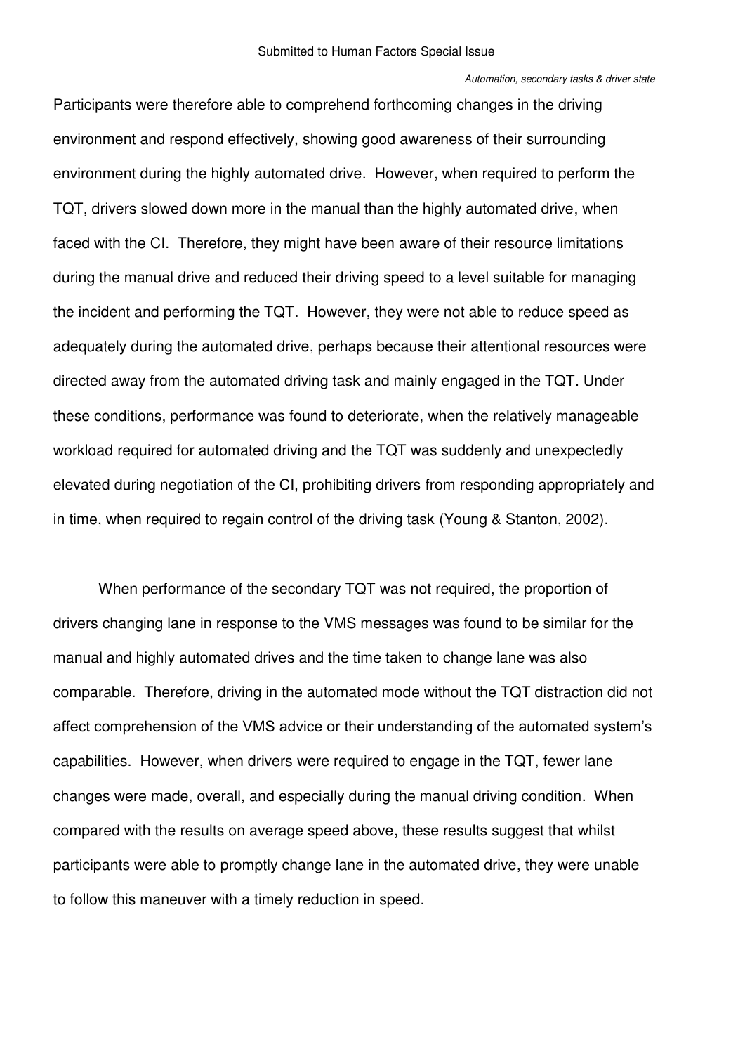Participants were therefore able to comprehend forthcoming changes in the driving environment and respond effectively, showing good awareness of their surrounding environment during the highly automated drive. However, when required to perform the TQT, drivers slowed down more in the manual than the highly automated drive, when faced with the CI. Therefore, they might have been aware of their resource limitations during the manual drive and reduced their driving speed to a level suitable for managing the incident and performing the TQT. However, they were not able to reduce speed as adequately during the automated drive, perhaps because their attentional resources were directed away from the automated driving task and mainly engaged in the TQT. Under these conditions, performance was found to deteriorate, when the relatively manageable workload required for automated driving and the TQT was suddenly and unexpectedly elevated during negotiation of the CI, prohibiting drivers from responding appropriately and in time, when required to regain control of the driving task (Young & Stanton, 2002).

When performance of the secondary TQT was not required, the proportion of drivers changing lane in response to the VMS messages was found to be similar for the manual and highly automated drives and the time taken to change lane was also comparable. Therefore, driving in the automated mode without the TQT distraction did not affect comprehension of the VMS advice or their understanding of the automated system's capabilities. However, when drivers were required to engage in the TQT, fewer lane changes were made, overall, and especially during the manual driving condition. When compared with the results on average speed above, these results suggest that whilst participants were able to promptly change lane in the automated drive, they were unable to follow this maneuver with a timely reduction in speed.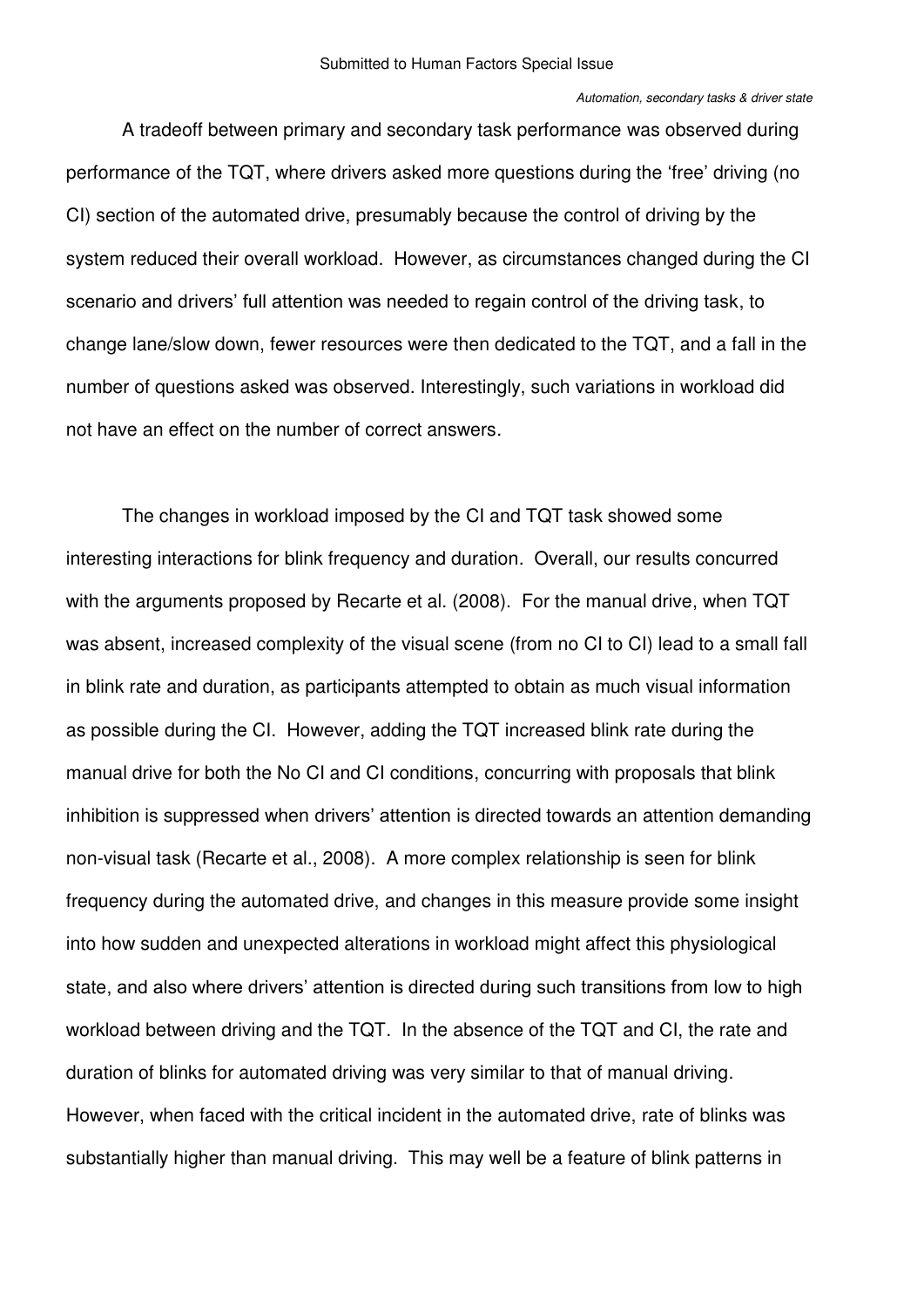A tradeoff between primary and secondary task performance was observed during performance of the TQT, where drivers asked more questions during the 'free' driving (no CI) section of the automated drive, presumably because the control of driving by the system reduced their overall workload. However, as circumstances changed during the CI scenario and drivers' full attention was needed to regain control of the driving task, to change lane/slow down, fewer resources were then dedicated to the TQT, and a fall in the number of questions asked was observed. Interestingly, such variations in workload did not have an effect on the number of correct answers.

The changes in workload imposed by the CI and TQT task showed some interesting interactions for blink frequency and duration. Overall, our results concurred with the arguments proposed by Recarte et al. (2008). For the manual drive, when TQT was absent, increased complexity of the visual scene (from no CI to CI) lead to a small fall in blink rate and duration, as participants attempted to obtain as much visual information as possible during the CI. However, adding the TQT increased blink rate during the manual drive for both the No CI and CI conditions, concurring with proposals that blink inhibition is suppressed when drivers' attention is directed towards an attention demanding non-visual task (Recarte et al., 2008). A more complex relationship is seen for blink frequency during the automated drive, and changes in this measure provide some insight into how sudden and unexpected alterations in workload might affect this physiological state, and also where drivers' attention is directed during such transitions from low to high workload between driving and the TQT. In the absence of the TQT and CI, the rate and duration of blinks for automated driving was very similar to that of manual driving. However, when faced with the critical incident in the automated drive, rate of blinks was substantially higher than manual driving. This may well be a feature of blink patterns in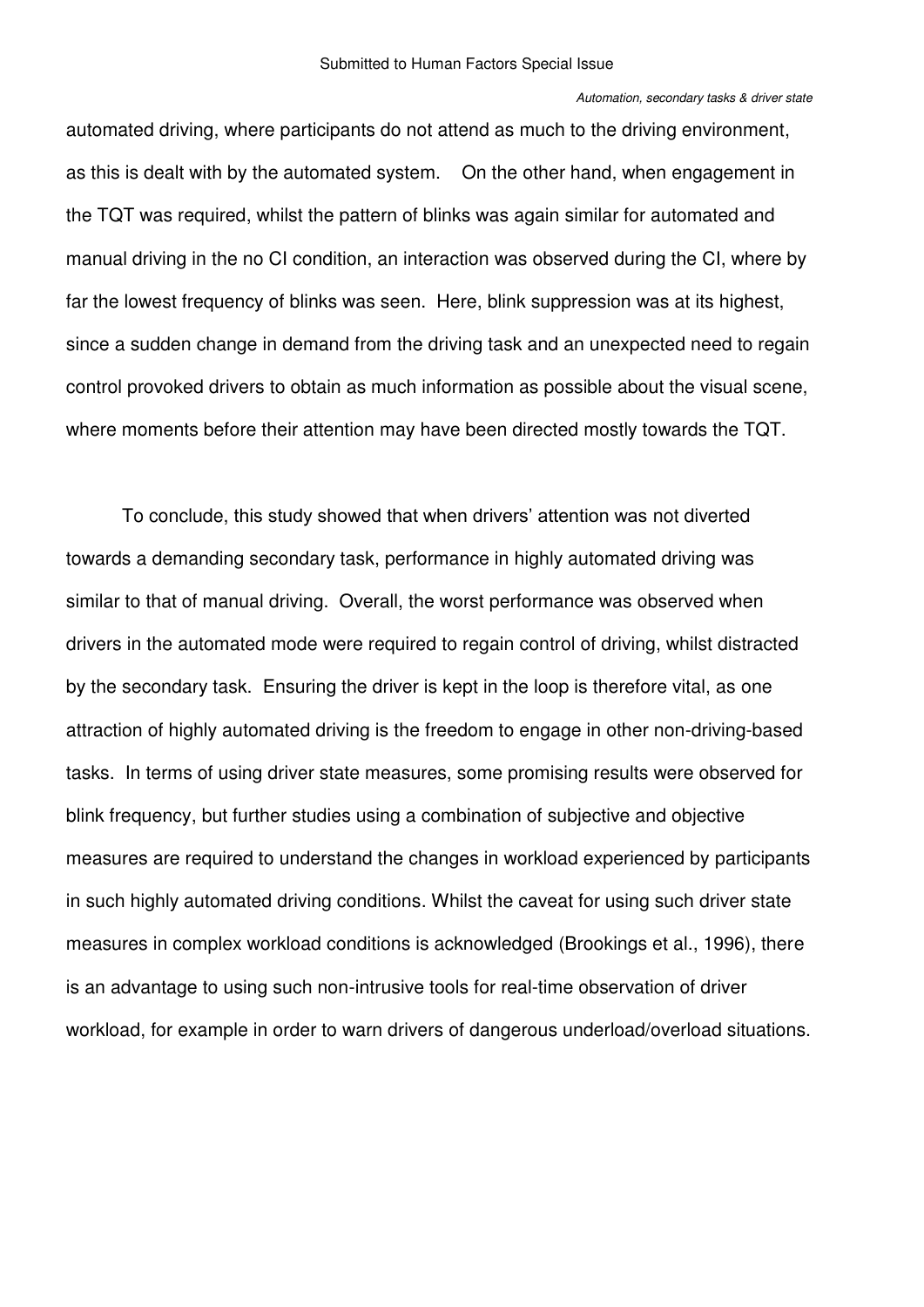automated driving, where participants do not attend as much to the driving environment, as this is dealt with by the automated system. On the other hand, when engagement in the TQT was required, whilst the pattern of blinks was again similar for automated and manual driving in the no CI condition, an interaction was observed during the CI, where by far the lowest frequency of blinks was seen. Here, blink suppression was at its highest, since a sudden change in demand from the driving task and an unexpected need to regain control provoked drivers to obtain as much information as possible about the visual scene, where moments before their attention may have been directed mostly towards the TQT.

To conclude, this study showed that when drivers' attention was not diverted towards a demanding secondary task, performance in highly automated driving was similar to that of manual driving. Overall, the worst performance was observed when drivers in the automated mode were required to regain control of driving, whilst distracted by the secondary task. Ensuring the driver is kept in the loop is therefore vital, as one attraction of highly automated driving is the freedom to engage in other non-driving-based tasks. In terms of using driver state measures, some promising results were observed for blink frequency, but further studies using a combination of subjective and objective measures are required to understand the changes in workload experienced by participants in such highly automated driving conditions. Whilst the caveat for using such driver state measures in complex workload conditions is acknowledged (Brookings et al., 1996), there is an advantage to using such non-intrusive tools for real-time observation of driver workload, for example in order to warn drivers of dangerous underload/overload situations.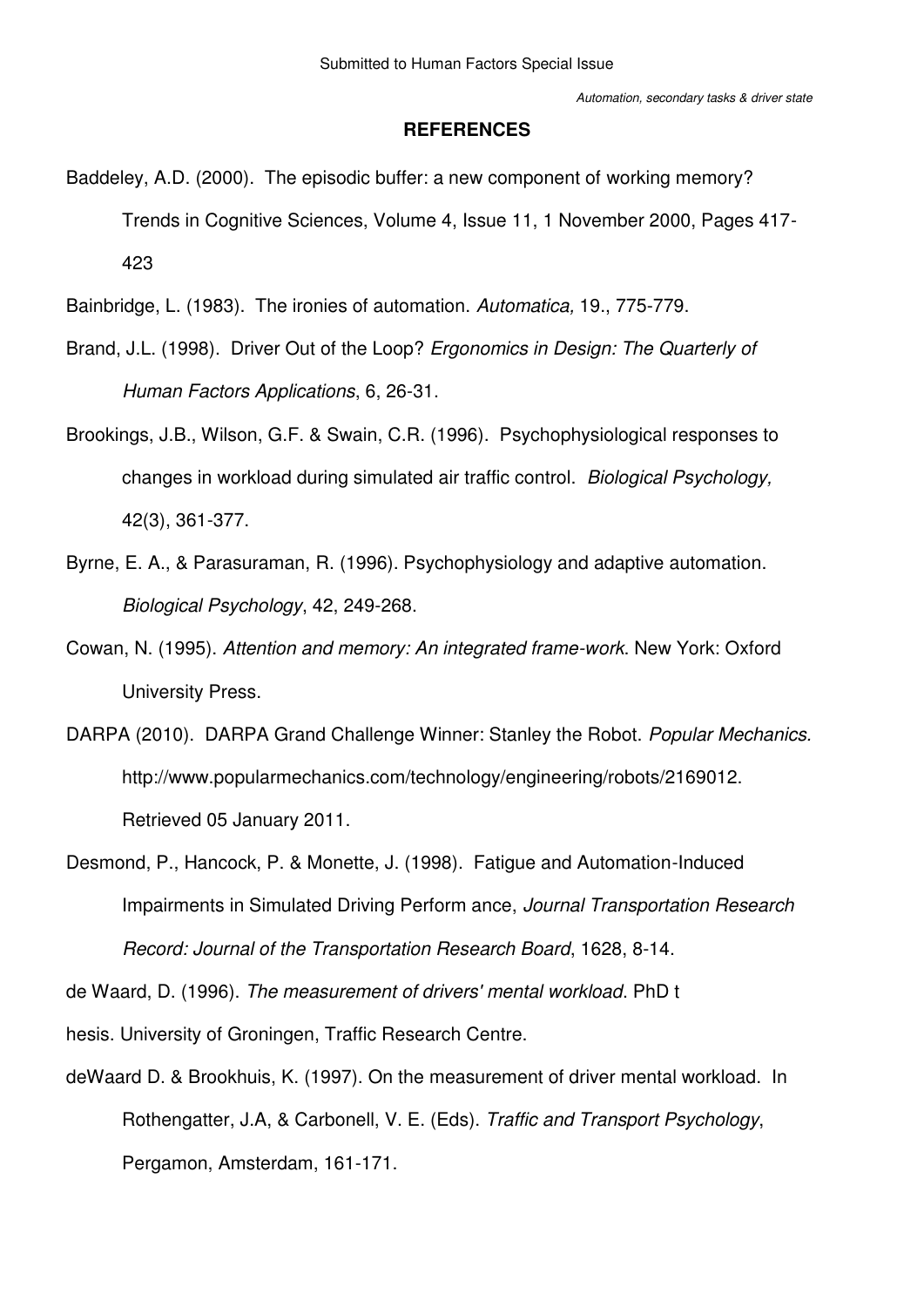## REFERENCES

Baddeley, A.D. (2000). The episodic buffer: a new component of working memory? Trends in Cognitive Sciences, Volume 4, Issue 11, 1 November 2000, Pages 417-423

Bainbridge, L. (1983). The ironies of automation. *Automatica,* 19., 775-779.

Brand, J.L. (1998). Driver Out of the Loop? *Ergonomics in Design: The Quarterly of Human Factors Applications*, 6, 26-31.

Brookings, J.B., Wilson, G.F. & Swain, C.R. (1996). Psychophysiological responses to changes in workload during simulated air traffic control. *Biological Psychology,* 42(3), 361-377.

Byrne, E. A., & Parasuraman, R. (1996). Psychophysiology and adaptive automation. *Biological Psychology*, 42, 249-268.

Cowan, N. (1995). *Attention and memory: An integrated frame-work*. New York: Oxford University Press.

DARPA (2010). DARPA Grand Challenge Winner: Stanley the Robot. *Popular Mechanics*. http://www.popularmechanics.com/technology/engineering/robots/2169012. Retrieved 05 January 2011.

Desmond, P., Hancock, P. & Monette, J. (1998). Fatigue and Automation-Induced Impairments in Simulated Driving Perform ance, *Journal Transportation Research Record: Journal of the Transportation Research Board*, 1628, 8-14.

de Waard, D. (1996). *The measurement of drivers' mental workload*. PhD t hesis. University of Groningen, Traffic Research Centre.

deWaard D. & Brookhuis, K. (1997). On the measurement of driver mental workload. In Rothengatter, J.A, & Carbonell, V. E. (Eds). *Traffic and Transport Psychology*, Pergamon, Amsterdam, 161-171.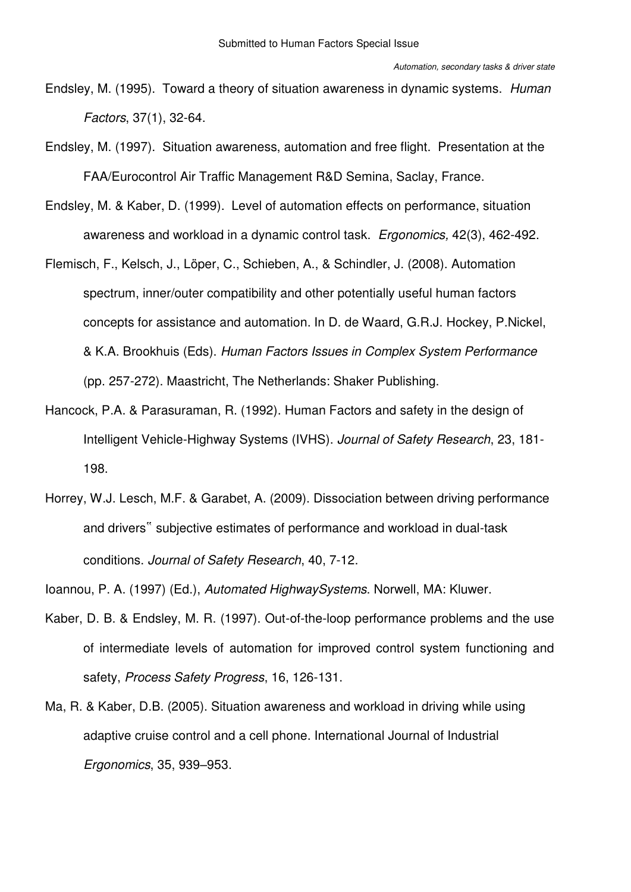Endsley, M. (1995). Toward a theory of situation awareness in dynamic systems. *Human Factors*, 37(1), 32-64.

Endsley, M. (1997). Situation awareness, automation and free flight. Presentation at the FAA/Eurocontrol Air Traffic Management R&D Semina, Saclay, France.

Endsley, M. & Kaber, D. (1999). Level of automation effects on performance, situation awareness and workload in a dynamic control task. *Ergonomics,* 42(3), 462-492.

Flemisch, F., Kelsch, J., Löper, C., Schieben, A., & Schindler, J. (2008). Automation spectrum, inner/outer compatibility and other potentially useful human factors concepts for assistance and automation. In D. de Waard, G.R.J. Hockey, P.Nickel, & K.A. Brookhuis (Eds). *Human Factors Issues in Complex System Performance* (pp. 257-272). Maastricht, The Netherlands: Shaker Publishing.

Hancock, P.A. & Parasuraman, R. (1992). Human Factors and safety in the design of Intelligent Vehicle-Highway Systems (IVHS). *Journal of Safety Research*, 23, 181-198.

Horrey, W.J. Lesch, M.F. & Garabet, A. (2009). Dissociation between driving performance and drivers‟ subjective estimates of performance and workload in dual-task conditions. *Journal of Safety Research*, 40, 7-12.

Ioannou, P. A. (1997) (Ed.), *Automated HighwaySystems*. Norwell, MA: Kluwer.

Kaber, D. B. & Endsley, M. R. (1997). Out-of-the-loop performance problems and the use of intermediate levels of automation for improved control system functioning and safety, *Process Safety Progress*, 16, 126-131.

Ma, R. & Kaber, D.B. (2005). Situation awareness and workload in driving while using adaptive cruise control and a cell phone. International Journal of Industrial *Ergonomics*, 35, 939–953.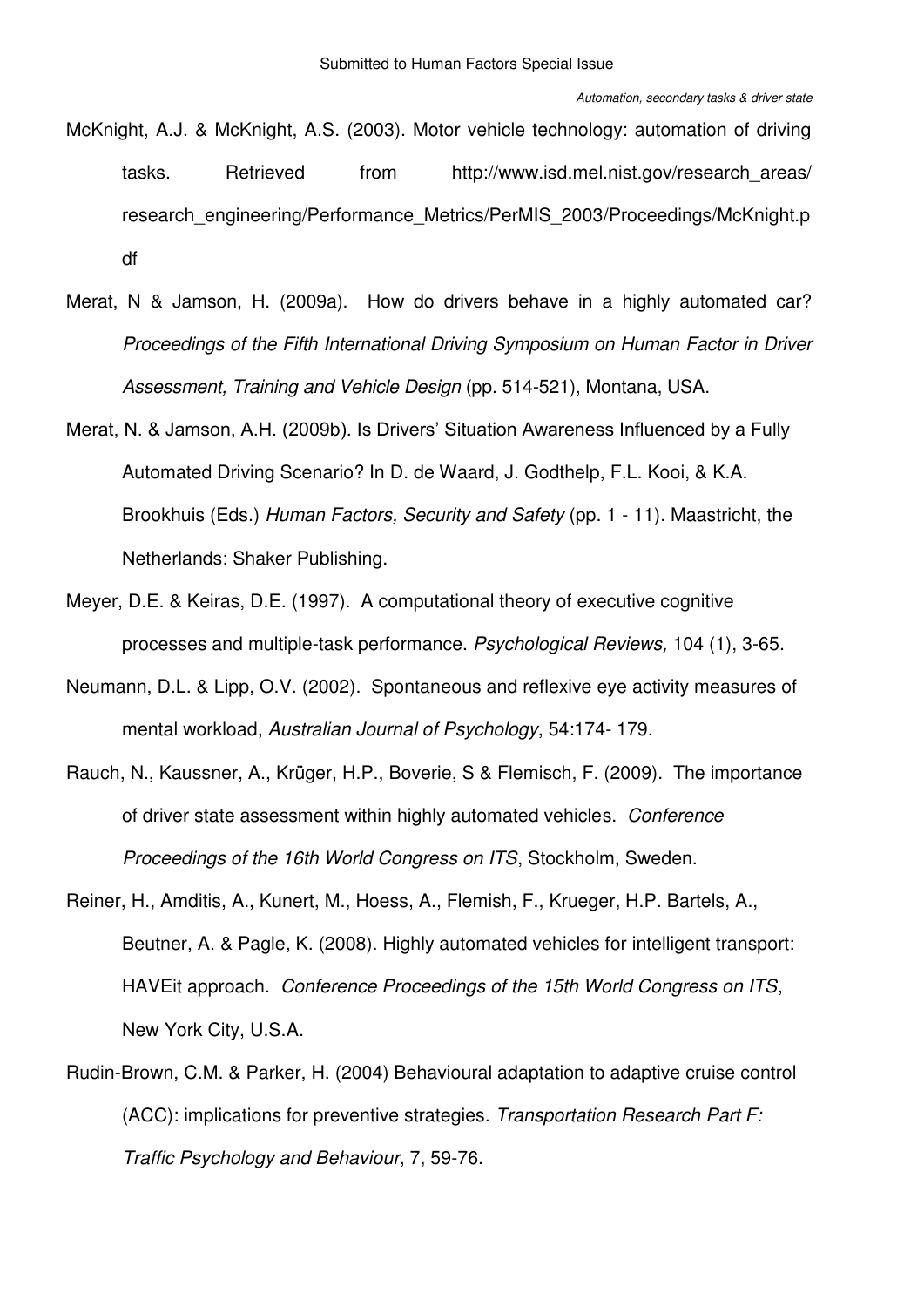McKnight, A.J. & McKnight, A.S. (2003). Motor vehicle technology: automation of driving tasks. Retrieved from http://www.isd.mel.nist.gov/research_areas/research_engineering/Performance_Metrics/PerMIS_2003/Proceedings/McKnight.pdf

Merat, N & Jamson, H. (2009a). How do drivers behave in a highly automated car? *Proceedings of the Fifth International Driving Symposium on Human Factor in Driver Assessment, Training and Vehicle Design* (pp. 514-521), Montana, USA.

Merat, N. & Jamson, A.H. (2009b). Is Drivers' Situation Awareness Influenced by a Fully Automated Driving Scenario? In D. de Waard, J. Godthelp, F.L. Kooi, & K.A. Brookhuis (Eds.) *Human Factors, Security and Safety* (pp. 1 - 11). Maastricht, the Netherlands: Shaker Publishing.

Meyer, D.E. & Keiras, D.E. (1997). A computational theory of executive cognitive processes and multiple-task performance. *Psychological Reviews,* 104 (1), 3-65.

Neumann, D.L. & Lipp, O.V. (2002). Spontaneous and reflexive eye activity measures of mental workload, *Australian Journal of Psychology*, 54:174- 179.

Rauch, N., Kaussner, A., Krüger, H.P., Boverie, S & Flemisch, F. (2009). The importance of driver state assessment within highly automated vehicles. *Conference Proceedings of the 16th World Congress on ITS*, Stockholm, Sweden.

Reiner, H., Amditis, A., Kunert, M., Hoess, A., Flemish, F., Krueger, H.P. Bartels, A., Beutner, A. & Pagle, K. (2008). Highly automated vehicles for intelligent transport: HAVEit approach. *Conference Proceedings of the 15th World Congress on ITS*, New York City, U.S.A.

Rudin-Brown, C.M. & Parker, H. (2004) Behavioural adaptation to adaptive cruise control (ACC): implications for preventive strategies. *Transportation Research Part F: Traffic Psychology and Behaviour*, 7, 59-76.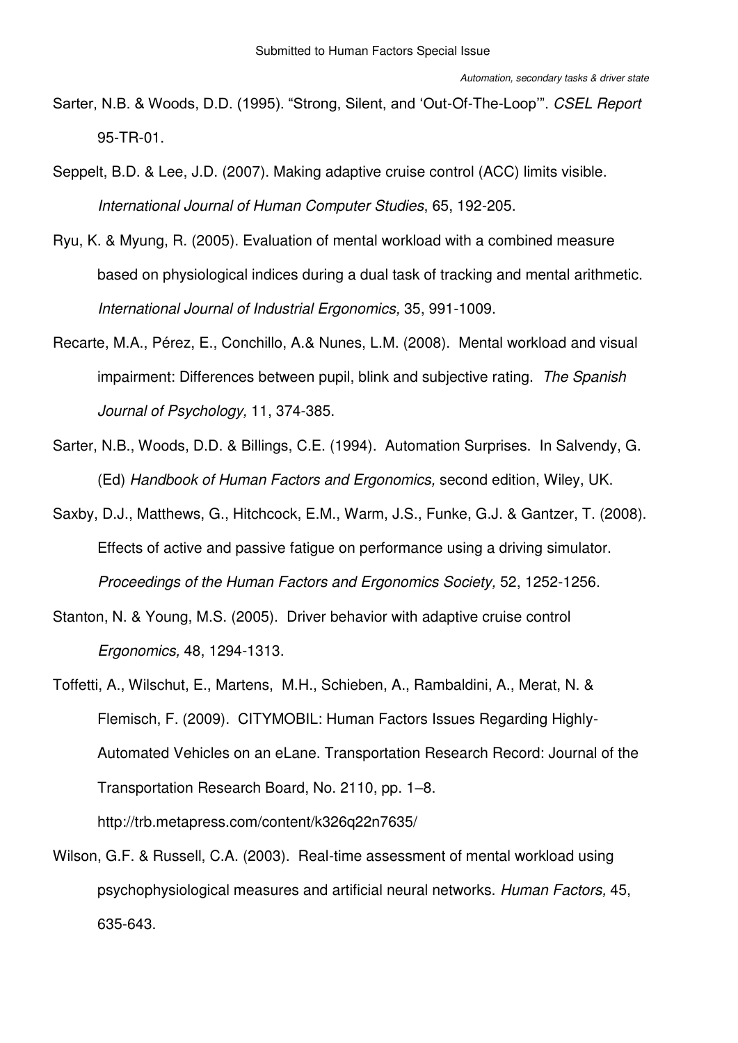Sarter, N.B. & Woods, D.D. (1995). "Strong, Silent, and 'Out-Of-The-Loop'". *CSEL Report* 95-TR-01.

Seppelt, B.D. & Lee, J.D. (2007). Making adaptive cruise control (ACC) limits visible. *International Journal of Human Computer Studies*, 65, 192-205.

Ryu, K. & Myung, R. (2005). Evaluation of mental workload with a combined measure based on physiological indices during a dual task of tracking and mental arithmetic. *International Journal of Industrial Ergonomics,* 35, 991-1009.

Recarte, M.A., Pérez, E., Conchillo, A.& Nunes, L.M. (2008). Mental workload and visual impairment: Differences between pupil, blink and subjective rating. *The Spanish Journal of Psychology,* 11, 374-385.

Sarter, N.B., Woods, D.D. & Billings, C.E. (1994). Automation Surprises. In Salvendy, G. (Ed) *Handbook of Human Factors and Ergonomics,* second edition, Wiley, UK.

Saxby, D.J., Matthews, G., Hitchcock, E.M., Warm, J.S., Funke, G.J. & Gantzer, T. (2008). Effects of active and passive fatigue on performance using a driving simulator. *Proceedings of the Human Factors and Ergonomics Society,* 52, 1252-1256.

Stanton, N. & Young, M.S. (2005). Driver behavior with adaptive cruise control *Ergonomics,* 48, 1294-1313.

Toffetti, A., Wilschut, E., Martens, M.H., Schieben, A., Rambaldini, A., Merat, N. & Flemisch, F. (2009). CITYMOBIL: Human Factors Issues Regarding Highly-Automated Vehicles on an eLane. Transportation Research Record: Journal of the Transportation Research Board, No. 2110, pp. 1–8. http://trb.metapress.com/content/k326q22n7635/

Wilson, G.F. & Russell, C.A. (2003). Real-time assessment of mental workload using psychophysiological measures and artificial neural networks. *Human Factors,* 45, 635-643.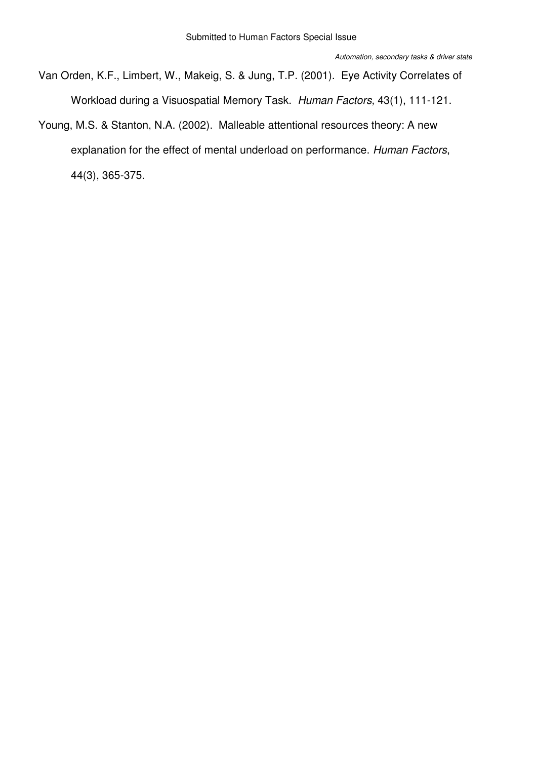Van Orden, K.F., Limbert, W., Makeig, S. & Jung, T.P. (2001). Eye Activity Correlates of Workload during a Visuospatial Memory Task. *Human Factors,* 43(1), 111-121.

Young, M.S. & Stanton, N.A. (2002). Malleable attentional resources theory: A new explanation for the effect of mental underload on performance. *Human Factors*, 44(3), 365-375.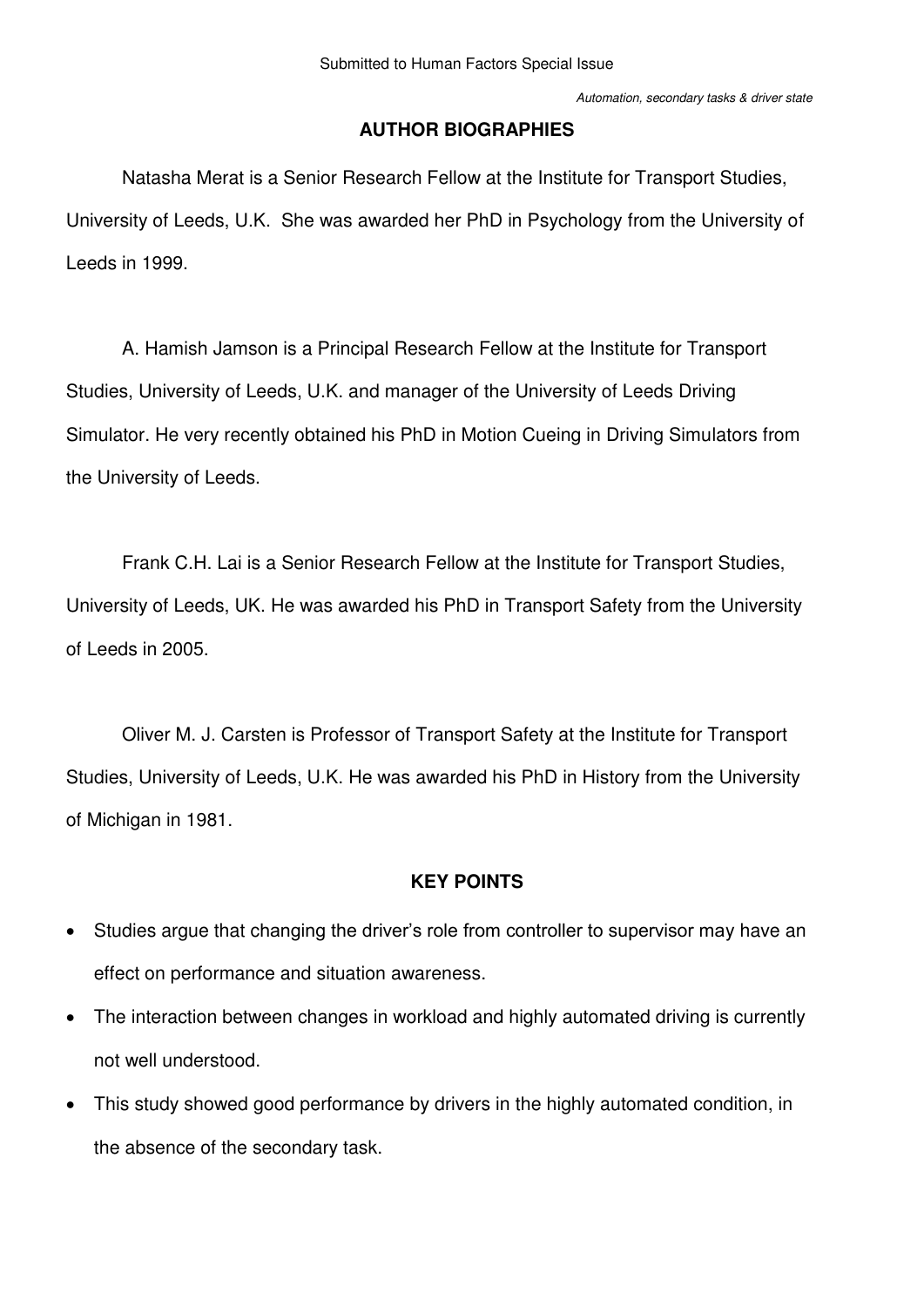## AUTHOR BIOGRAPHIES

Natasha Merat is a Senior Research Fellow at the Institute for Transport Studies, University of Leeds, U.K. She was awarded her PhD in Psychology from the University of Leeds in 1999.

A. Hamish Jamson is a Principal Research Fellow at the Institute for Transport Studies, University of Leeds, U.K. and manager of the University of Leeds Driving Simulator. He very recently obtained his PhD in Motion Cueing in Driving Simulators from the University of Leeds.

Frank C.H. Lai is a Senior Research Fellow at the Institute for Transport Studies, University of Leeds, UK. He was awarded his PhD in Transport Safety from the University of Leeds in 2005.

Oliver M. J. Carsten is Professor of Transport Safety at the Institute for Transport Studies, University of Leeds, U.K. He was awarded his PhD in History from the University of Michigan in 1981.

## KEY POINTS

- Studies argue that changing the driver's role from controller to supervisor may have an effect on performance and situation awareness.
- The interaction between changes in workload and highly automated driving is currently not well understood.
- This study showed good performance by drivers in the highly automated condition, in the absence of the secondary task.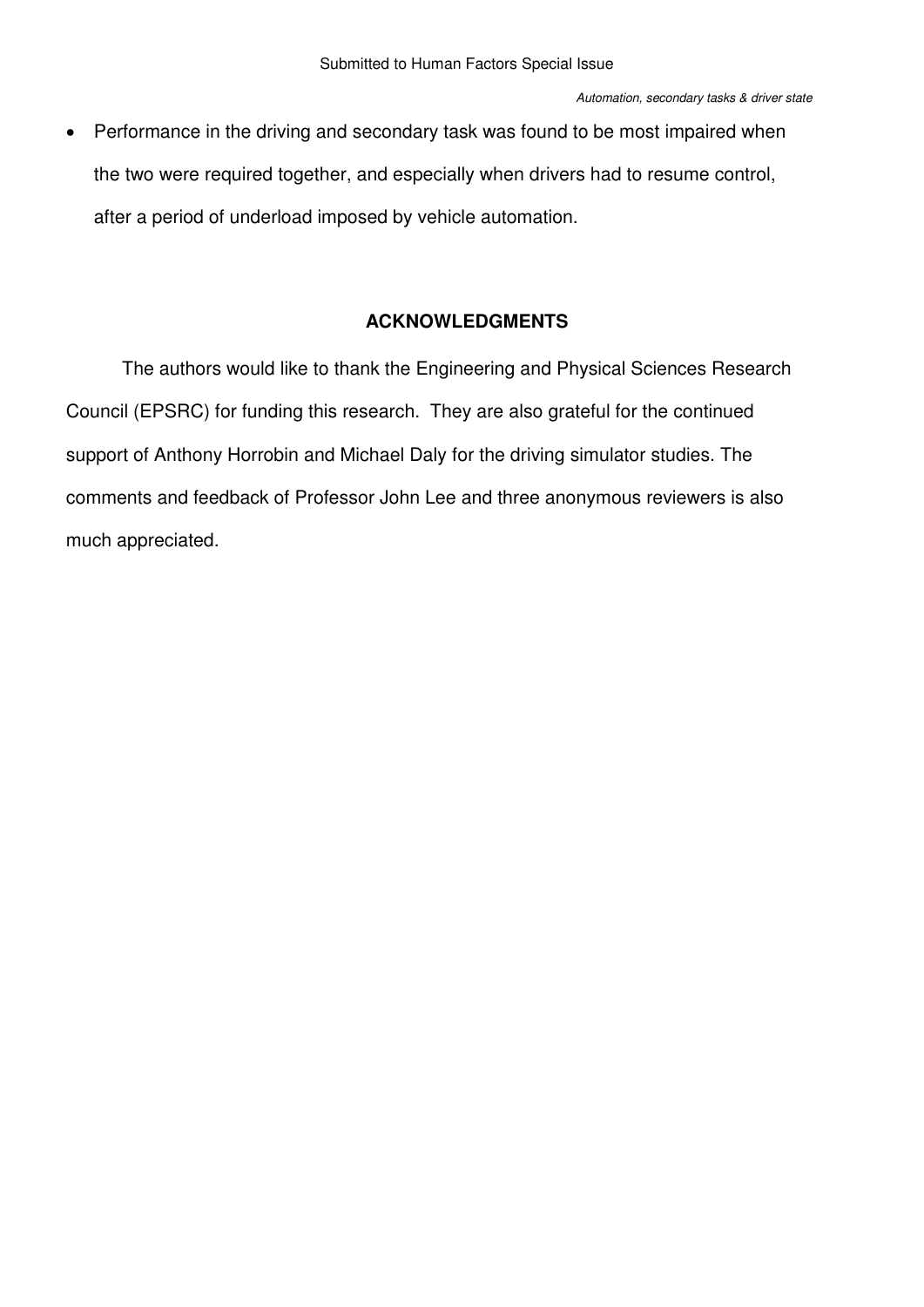- Performance in the driving and secondary task was found to be most impaired when the two were required together, and especially when drivers had to resume control, after a period of underload imposed by vehicle automation.

## ACKNOWLEDGMENTS

The authors would like to thank the Engineering and Physical Sciences Research Council (EPSRC) for funding this research. They are also grateful for the continued support of Anthony Horrobin and Michael Daly for the driving simulator studies. The comments and feedback of Professor John Lee and three anonymous reviewers is also much appreciated.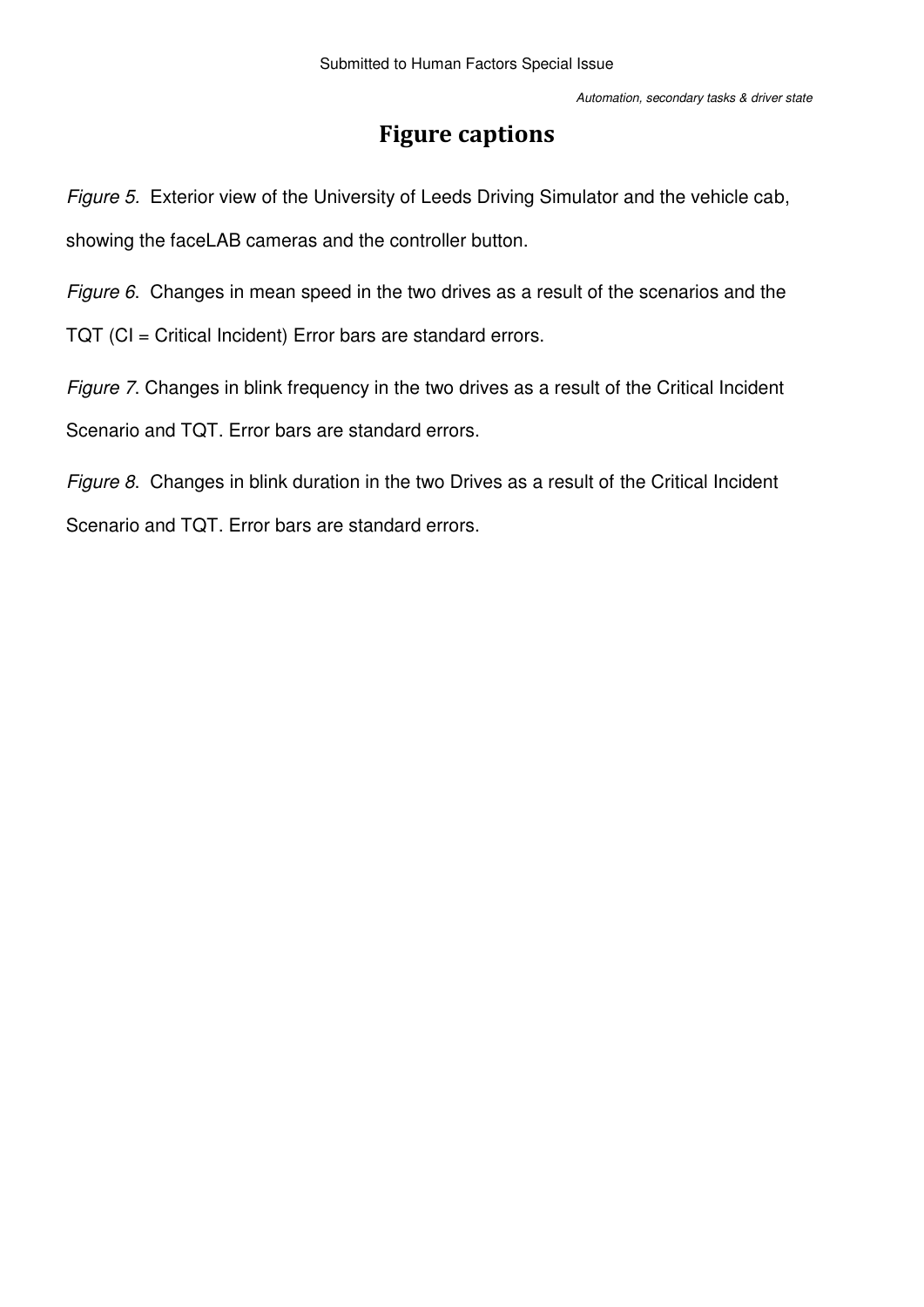# Figure captions

*Figure 5.* Exterior view of the University of Leeds Driving Simulator and the vehicle cab, showing the faceLAB cameras and the controller button.

*Figure 6*. Changes in mean speed in the two drives as a result of the scenarios and the TQT (CI = Critical Incident) Error bars are standard errors.

*Figure 7*. Changes in blink frequency in the two drives as a result of the Critical Incident Scenario and TQT. Error bars are standard errors.

*Figure 8*. Changes in blink duration in the two Drives as a result of the Critical Incident Scenario and TQT. Error bars are standard errors.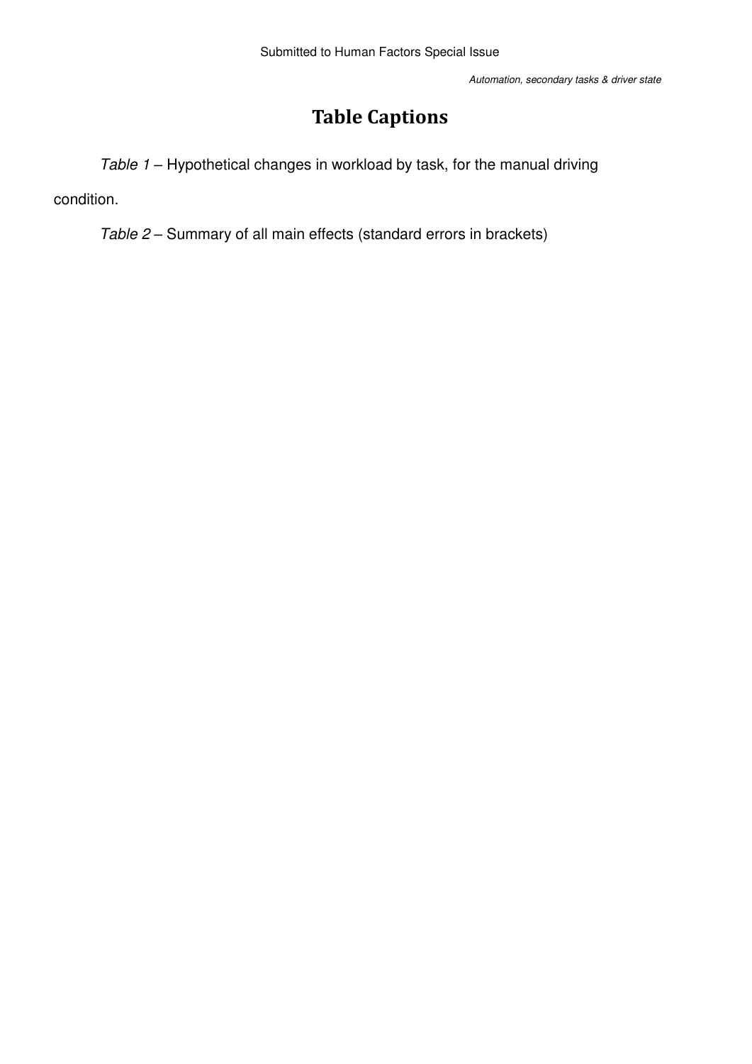# Table Captions

*Table 1* – Hypothetical changes in workload by task, for the manual driving condition.

*Table 2* – Summary of all main effects (standard errors in brackets)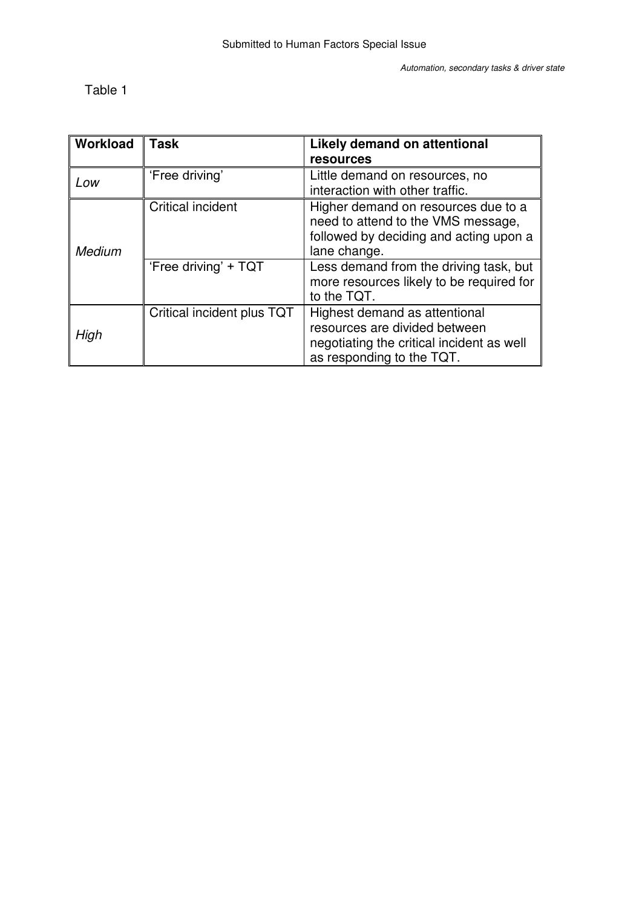Table 1

| **Workload** | **Task** | **Likely demand on attentional resources** |
| --- | --- | --- |
| *Low* | 'Free driving' | Little demand on resources, no interaction with other traffic. |
| *Medium* | Critical incident | Higher demand on resources due to a need to attend to the VMS message, followed by deciding and acting upon a lane change. |
| | 'Free driving' + TQT | Less demand from the driving task, but more resources likely to be required for to the TQT. |
| *High* | Critical incident plus TQT | Highest demand as attentional resources are divided between negotiating the critical incident as well as responding to the TQT. |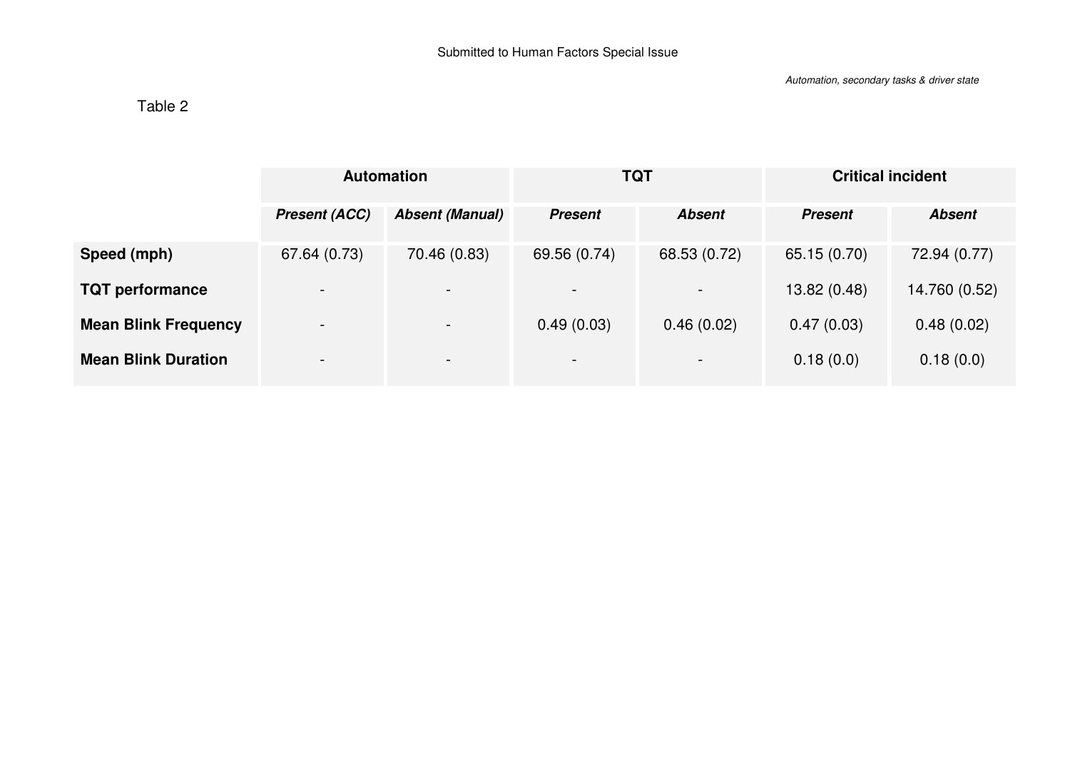Table 2

| | Automation | | TQT | | Critical incident | |
|---|---|---|---|---|---|---|
| | ***Present (ACC)*** | ***Absent (Manual)*** | ***Present*** | ***Absent*** | ***Present*** | ***Absent*** |
| **Speed (mph)** | 67.64 (0.73) | 70.46 (0.83) | 69.56 (0.74) | 68.53 (0.72) | 65.15 (0.70) | 72.94 (0.77) |
| **TQT performance** | - | - | - | - | 13.82 (0.48) | 14.760 (0.52) |
| **Mean Blink Frequency** | - | - | 0.49 (0.03) | 0.46 (0.02) | 0.47 (0.03) | 0.48 (0.02) |
| **Mean Blink Duration** | - | - | - | - | 0.18 (0.0) | 0.18 (0.0) |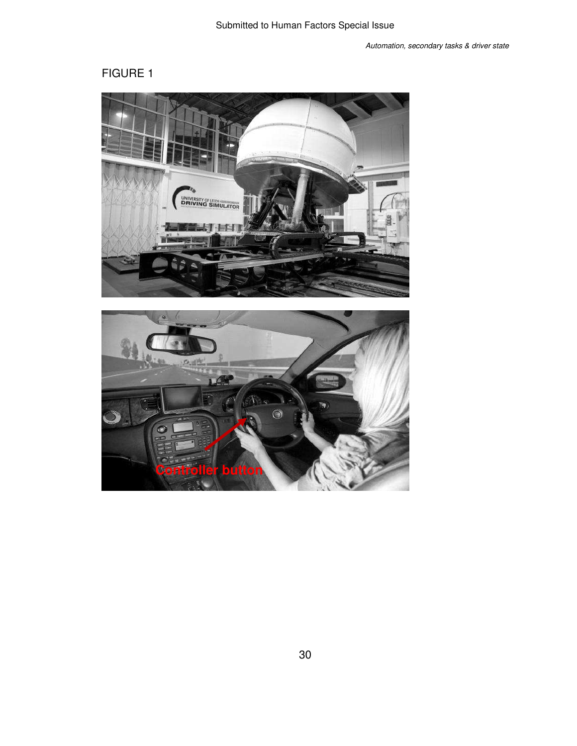FIGURE 1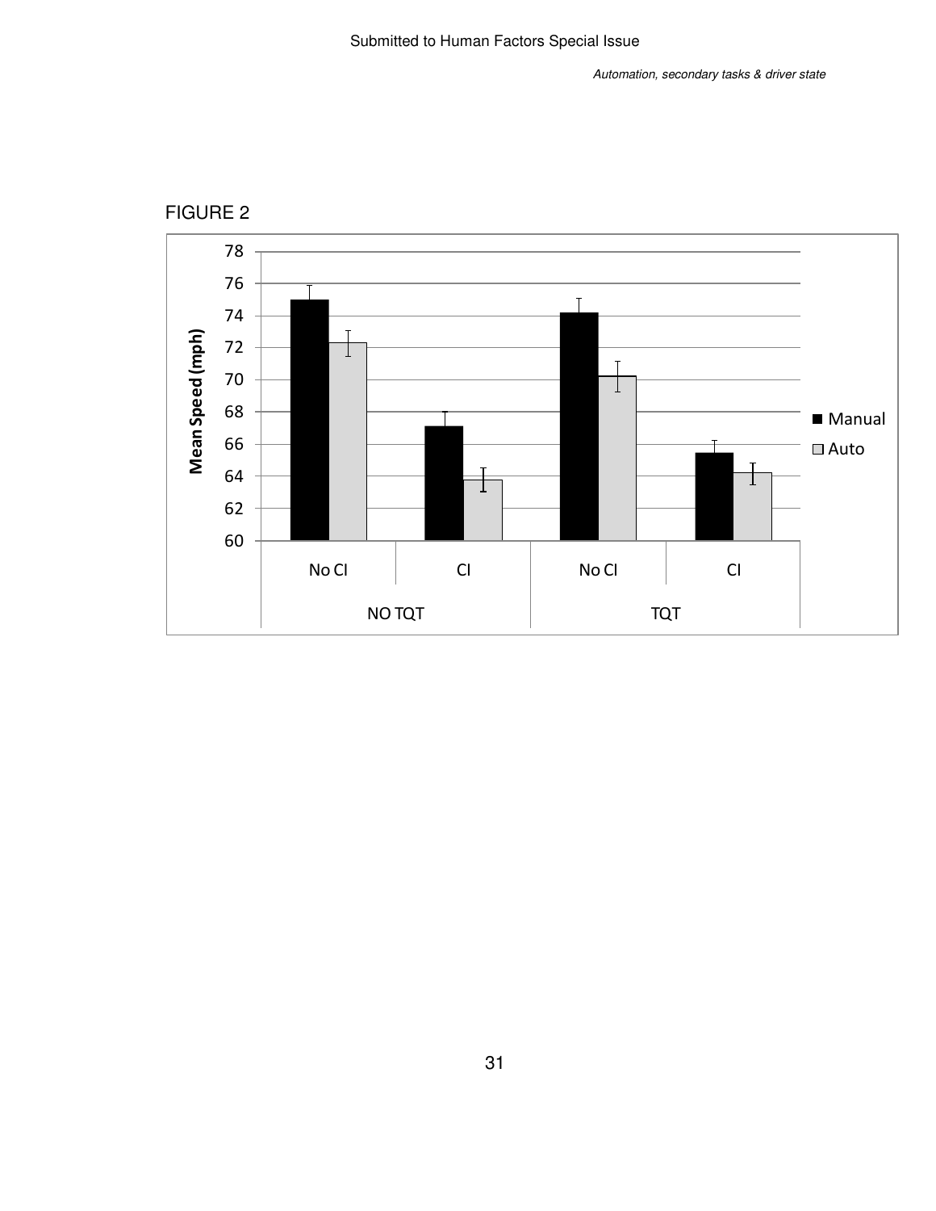FIGURE 2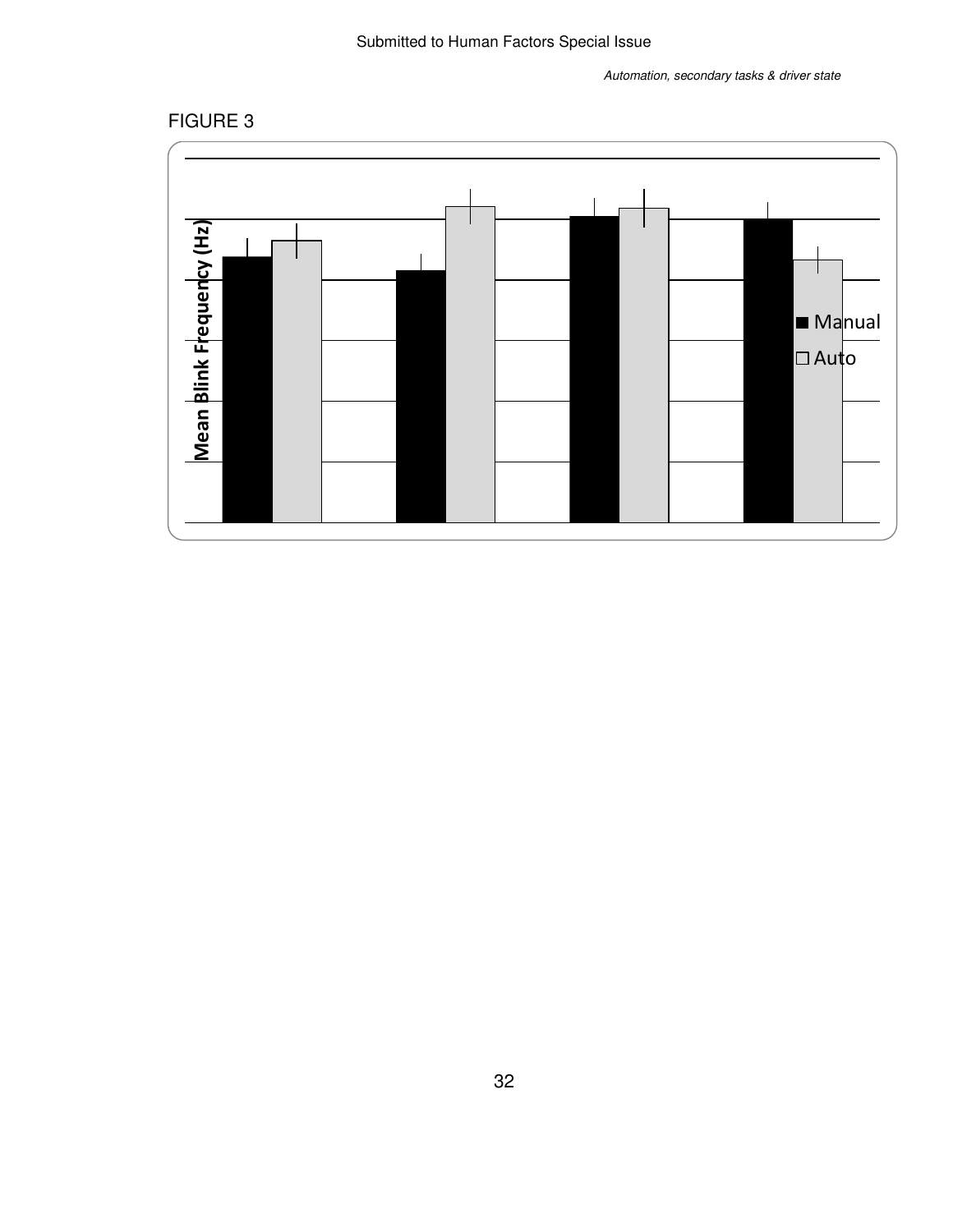FIGURE 3

Mean Blink Frequency (Hz)

■ Manual

□ Auto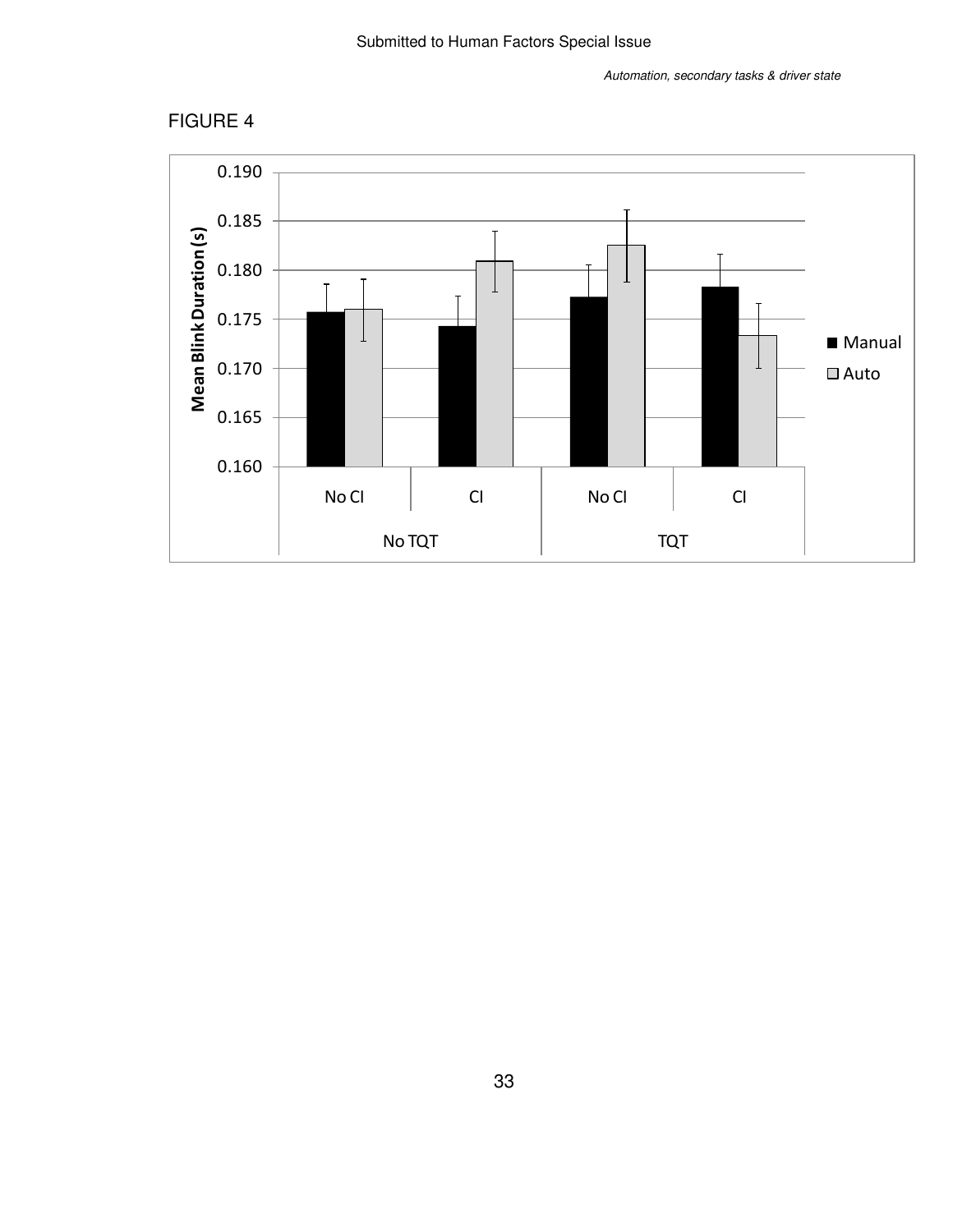FIGURE 4

Mean Blink Duration (s)

0.190
0.185
0.180
0.175
0.170
0.165
0.160

No CI
CI
No CI
CI

No TQT
TQT

Manual
Auto